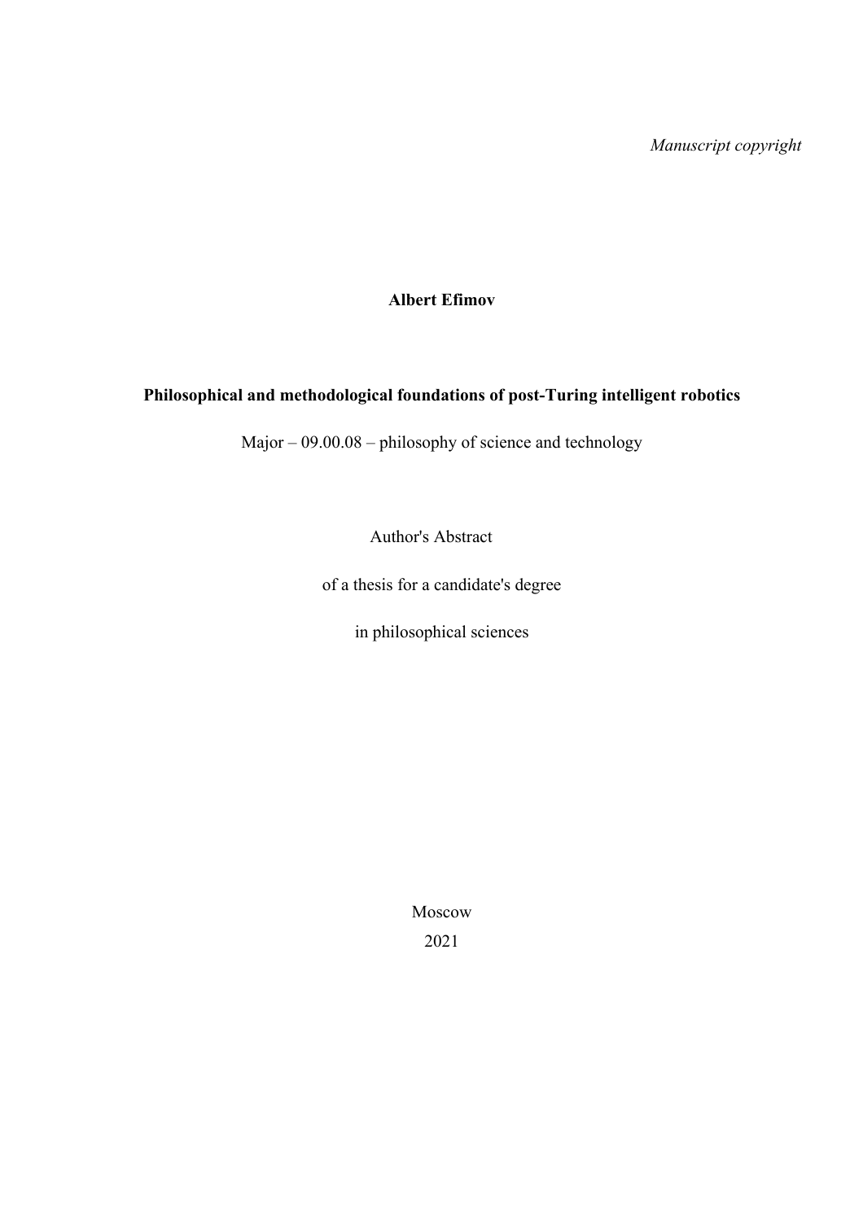*Manuscript copyright*

**Albert Efimov**

**Philosophical and methodological foundations of post-Turing intelligent robotics**

Major – 09.00.08 – philosophy of science and technology

Author's Abstract

of a thesis for a candidate's degree

in philosophical sciences

Moscow

2021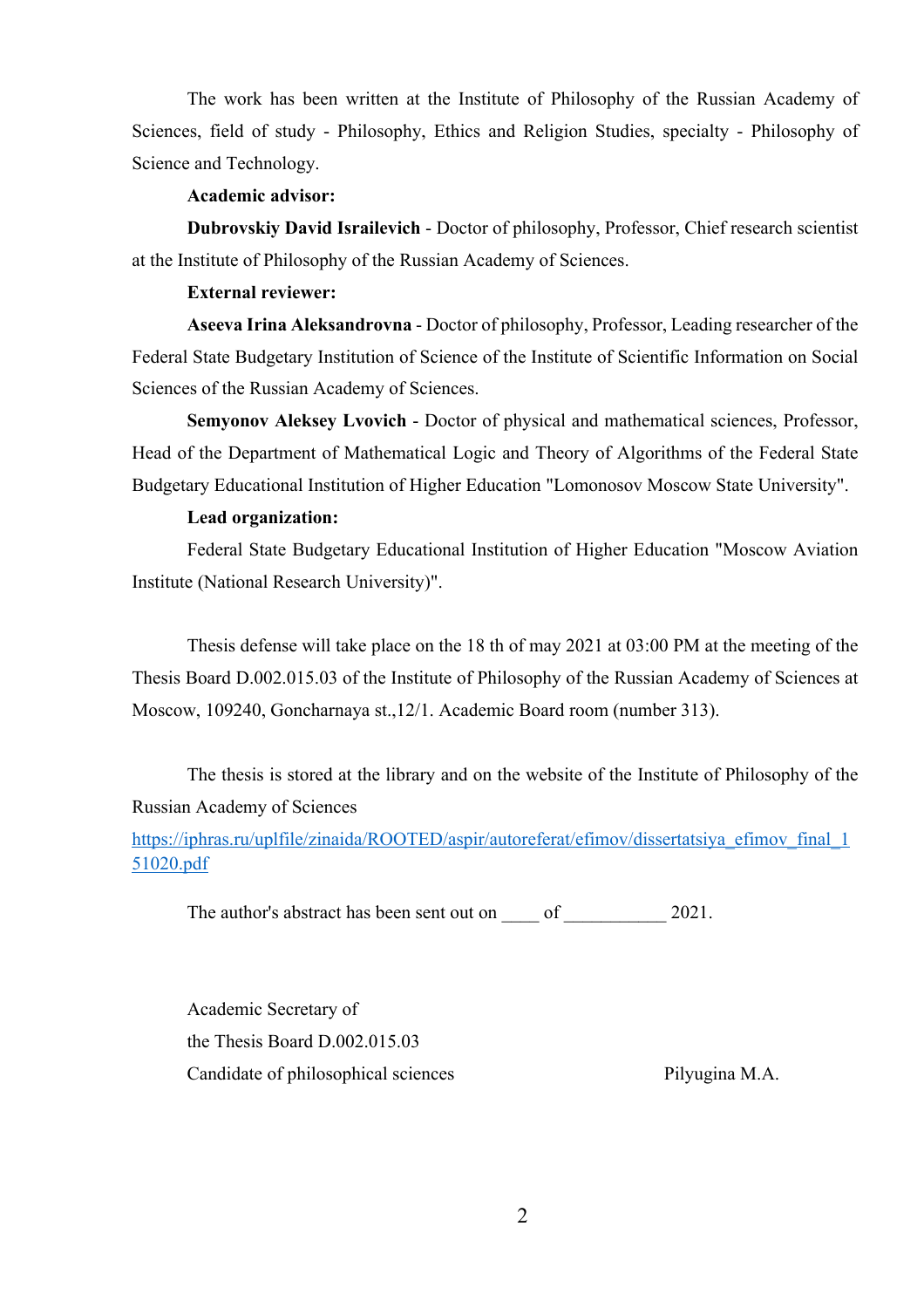The work has been written at the Institute of Philosophy of the Russian Academy of Sciences, field of study - Philosophy, Ethics and Religion Studies, specialty - Philosophy of Science and Technology.

**Academic advisor:**

**Dubrovskiy David Israilevich** - Doctor of philosophy, Professor, Chief research scientist at the Institute of Philosophy of the Russian Academy of Sciences.

**External reviewer:**

**Aseeva Irina Aleksandrovna** - Doctor of philosophy, Professor, Leading researcher of the Federal State Budgetary Institution of Science of the Institute of Scientific Information on Social Sciences of the Russian Academy of Sciences.

**Semyonov Aleksey Lvovich** - Doctor of physical and mathematical sciences, Professor, Head of the Department of Mathematical Logic and Theory of Algorithms of the Federal State Budgetary Educational Institution of Higher Education "Lomonosov Moscow State University".

**Lead organization:**

Federal State Budgetary Educational Institution of Higher Education "Moscow Aviation Institute (National Research University)".

Thesis defense will take place on the 18 th of may 2021 at 03:00 PM at the meeting of the Thesis Board D.002.015.03 of the Institute of Philosophy of the Russian Academy of Sciences at Moscow, 109240, Goncharnaya st.,12/1. Academic Board room (number 313).

The thesis is stored at the library and on the website of the Institute of Philosophy of the Russian Academy of Sciences
https://iphras.ru/uplfile/zinaida/ROOTED/aspir/autoreferat/efimov/dissertatsiya_efimov_final_151020.pdf

The author's abstract has been sent out on ____ of ___________ 2021.

Academic Secretary of
the Thesis Board D.002.015.03
Candidate of philosophical sciences Pilyugina M.A.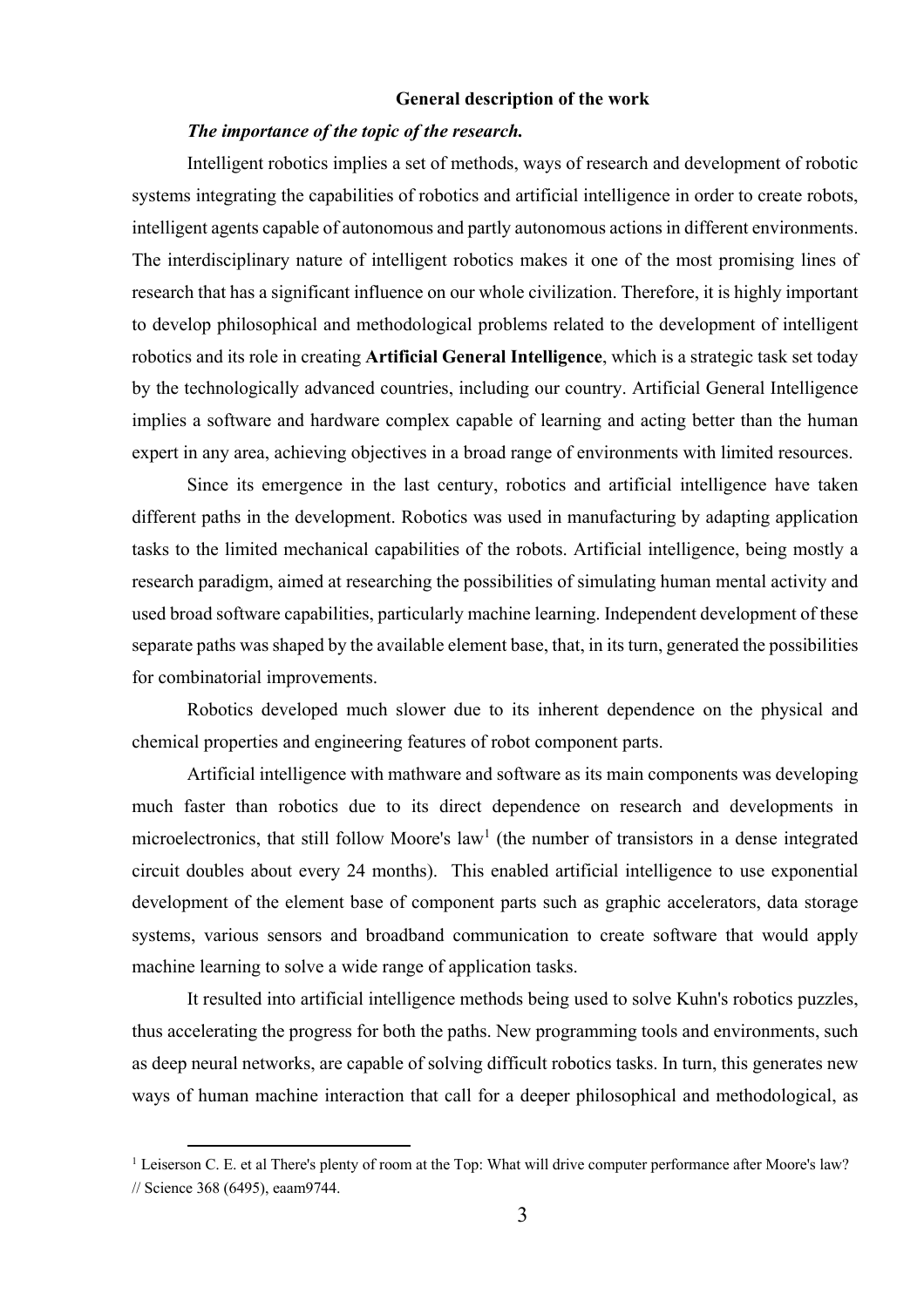## General description of the work

***The importance of the topic of the research.***

Intelligent robotics implies a set of methods, ways of research and development of robotic systems integrating the capabilities of robotics and artificial intelligence in order to create robots, intelligent agents capable of autonomous and partly autonomous actions in different environments. The interdisciplinary nature of intelligent robotics makes it one of the most promising lines of research that has a significant influence on our whole civilization. Therefore, it is highly important to develop philosophical and methodological problems related to the development of intelligent robotics and its role in creating **Artificial General Intelligence**, which is a strategic task set today by the technologically advanced countries, including our country. Artificial General Intelligence implies a software and hardware complex capable of learning and acting better than the human expert in any area, achieving objectives in a broad range of environments with limited resources.

Since its emergence in the last century, robotics and artificial intelligence have taken different paths in the development. Robotics was used in manufacturing by adapting application tasks to the limited mechanical capabilities of the robots. Artificial intelligence, being mostly a research paradigm, aimed at researching the possibilities of simulating human mental activity and used broad software capabilities, particularly machine learning. Independent development of these separate paths was shaped by the available element base, that, in its turn, generated the possibilities for combinatorial improvements.

Robotics developed much slower due to its inherent dependence on the physical and chemical properties and engineering features of robot component parts.

Artificial intelligence with mathware and software as its main components was developing much faster than robotics due to its direct dependence on research and developments in microelectronics, that still follow Moore's law[1] (the number of transistors in a dense integrated circuit doubles about every 24 months). This enabled artificial intelligence to use exponential development of the element base of component parts such as graphic accelerators, data storage systems, various sensors and broadband communication to create software that would apply machine learning to solve a wide range of application tasks.

It resulted into artificial intelligence methods being used to solve Kuhn's robotics puzzles, thus accelerating the progress for both the paths. New programming tools and environments, such as deep neural networks, are capable of solving difficult robotics tasks. In turn, this generates new ways of human machine interaction that call for a deeper philosophical and methodological, as

[1] Leiserson C. E. et al There's plenty of room at the Top: What will drive computer performance after Moore's law? // Science 368 (6495), eaam9744.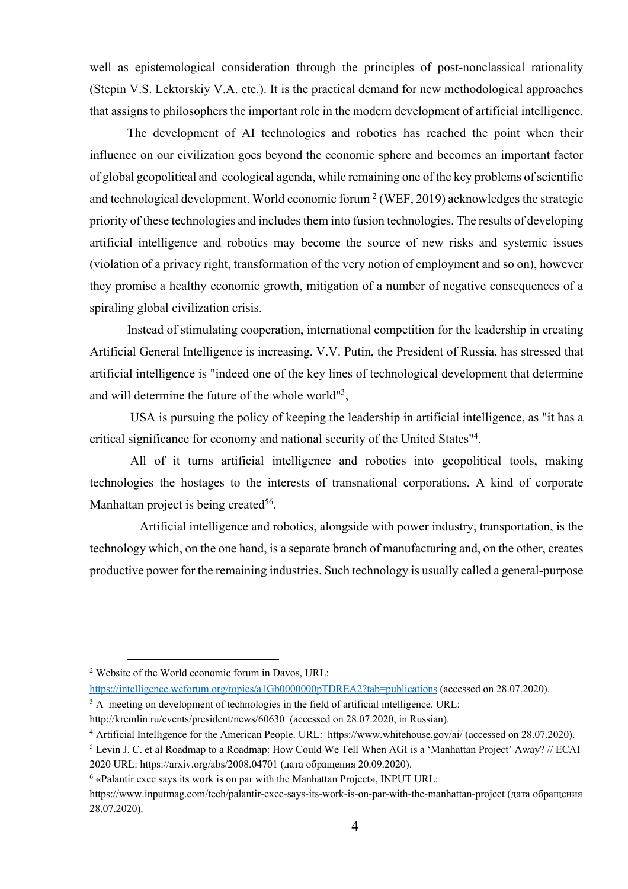well as epistemological consideration through the principles of post-nonclassical rationality (Stepin V.S. Lektorskiy V.A. etc.). It is the practical demand for new methodological approaches that assigns to philosophers the important role in the modern development of artificial intelligence.

The development of AI technologies and robotics has reached the point when their influence on our civilization goes beyond the economic sphere and becomes an important factor of global geopolitical and ecological agenda, while remaining one of the key problems of scientific and technological development. World economic forum [2] (WEF, 2019) acknowledges the strategic priority of these technologies and includes them into fusion technologies. The results of developing artificial intelligence and robotics may become the source of new risks and systemic issues (violation of a privacy right, transformation of the very notion of employment and so on), however they promise a healthy economic growth, mitigation of a number of negative consequences of a spiraling global civilization crisis.

Instead of stimulating cooperation, international competition for the leadership in creating Artificial General Intelligence is increasing. V.V. Putin, the President of Russia, has stressed that artificial intelligence is "indeed one of the key lines of technological development that determine and will determine the future of the whole world"[3],

USA is pursuing the policy of keeping the leadership in artificial intelligence, as "it has a critical significance for economy and national security of the United States"[4].

All of it turns artificial intelligence and robotics into geopolitical tools, making technologies the hostages to the interests of transnational corporations. A kind of corporate Manhattan project is being created[5,6].

Artificial intelligence and robotics, alongside with power industry, transportation, is the technology which, on the one hand, is a separate branch of manufacturing and, on the other, creates productive power for the remaining industries. Such technology is usually called a general-purpose

---

[2] Website of the World economic forum in Davos, URL: https://intelligence.weforum.org/topics/a1Gb0000000pTDREA2?tab=publications (accessed on 28.07.2020).

[3] A meeting on development of technologies in the field of artificial intelligence. URL: http://kremlin.ru/events/president/news/60630 (accessed on 28.07.2020, in Russian).

[4] Artificial Intelligence for the American People. URL: https://www.whitehouse.gov/ai/ (accessed on 28.07.2020).

[5] Levin J. C. et al Roadmap to a Roadmap: How Could We Tell When AGI is a 'Manhattan Project' Away? // ECAI 2020 URL: https://arxiv.org/abs/2008.04701 (дата обращения 20.09.2020).

[6] «Palantir exec says its work is on par with the Manhattan Project», INPUT URL: https://www.inputmag.com/tech/palantir-exec-says-its-work-is-on-par-with-the-manhattan-project (дата обращения 28.07.2020).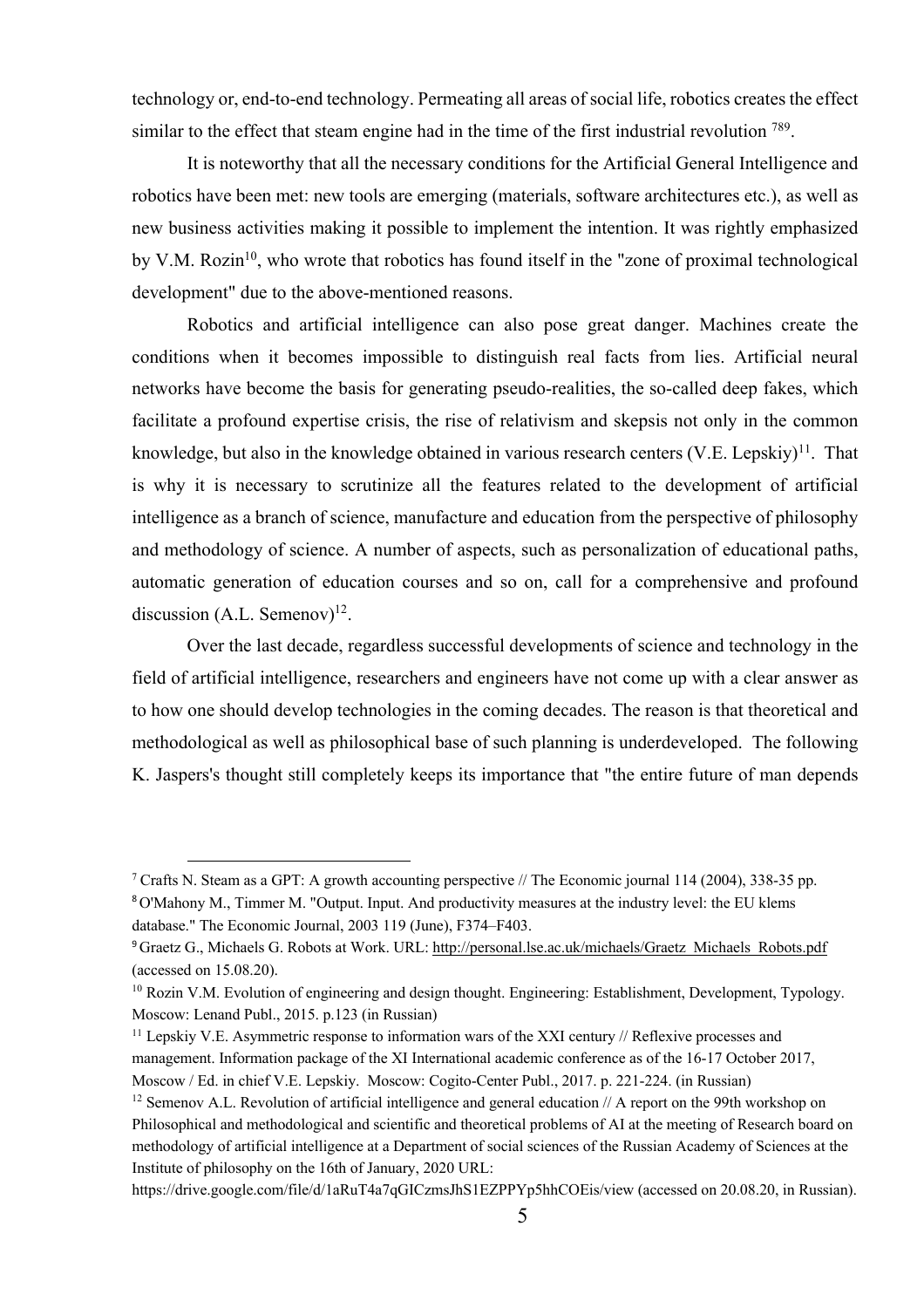technology or, end-to-end technology. Permeating all areas of social life, robotics creates the effect similar to the effect that steam engine had in the time of the first industrial revolution [7][8][9].

It is noteworthy that all the necessary conditions for the Artificial General Intelligence and robotics have been met: new tools are emerging (materials, software architectures etc.), as well as new business activities making it possible to implement the intention. It was rightly emphasized by V.M. Rozin[10], who wrote that robotics has found itself in the "zone of proximal technological development" due to the above-mentioned reasons.

Robotics and artificial intelligence can also pose great danger. Machines create the conditions when it becomes impossible to distinguish real facts from lies. Artificial neural networks have become the basis for generating pseudo-realities, the so-called deep fakes, which facilitate a profound expertise crisis, the rise of relativism and skepsis not only in the common knowledge, but also in the knowledge obtained in various research centers (V.E. Lepskiy)[11]. That is why it is necessary to scrutinize all the features related to the development of artificial intelligence as a branch of science, manufacture and education from the perspective of philosophy and methodology of science. A number of aspects, such as personalization of educational paths, automatic generation of education courses and so on, call for a comprehensive and profound discussion (A.L. Semenov)[12].

Over the last decade, regardless successful developments of science and technology in the field of artificial intelligence, researchers and engineers have not come up with a clear answer as to how one should develop technologies in the coming decades. The reason is that theoretical and methodological as well as philosophical base of such planning is underdeveloped. The following K. Jaspers's thought still completely keeps its importance that "the entire future of man depends

---

[7] Crafts N. Steam as a GPT: A growth accounting perspective // The Economic journal 114 (2004), 338-35 pp.

[8] O'Mahony M., Timmer M. "Output. Input. And productivity measures at the industry level: the EU klems database." The Economic Journal, 2003 119 (June), F374–F403.

[9] Graetz G., Michaels G. Robots at Work. URL: http://personal.lse.ac.uk/michaels/Graetz_Michaels_Robots.pdf (accessed on 15.08.20).

[10] Rozin V.M. Evolution of engineering and design thought. Engineering: Establishment, Development, Typology. Moscow: Lenand Publ., 2015. p.123 (in Russian)

[11] Lepskiy V.E. Asymmetric response to information wars of the XXI century // Reflexive processes and management. Information package of the XI International academic conference as of the 16-17 October 2017, Moscow / Ed. in chief V.E. Lepskiy. Moscow: Cogito-Center Publ., 2017. p. 221-224. (in Russian)

[12] Semenov A.L. Revolution of artificial intelligence and general education // A report on the 99th workshop on Philosophical and methodological and scientific and theoretical problems of AI at the meeting of Research board on methodology of artificial intelligence at a Department of social sciences of the Russian Academy of Sciences at the Institute of philosophy on the 16th of January, 2020 URL: https://drive.google.com/file/d/1aRuT4a7qGICzmsJhS1EZPPYp5hhCOEis/view (accessed on 20.08.20, in Russian).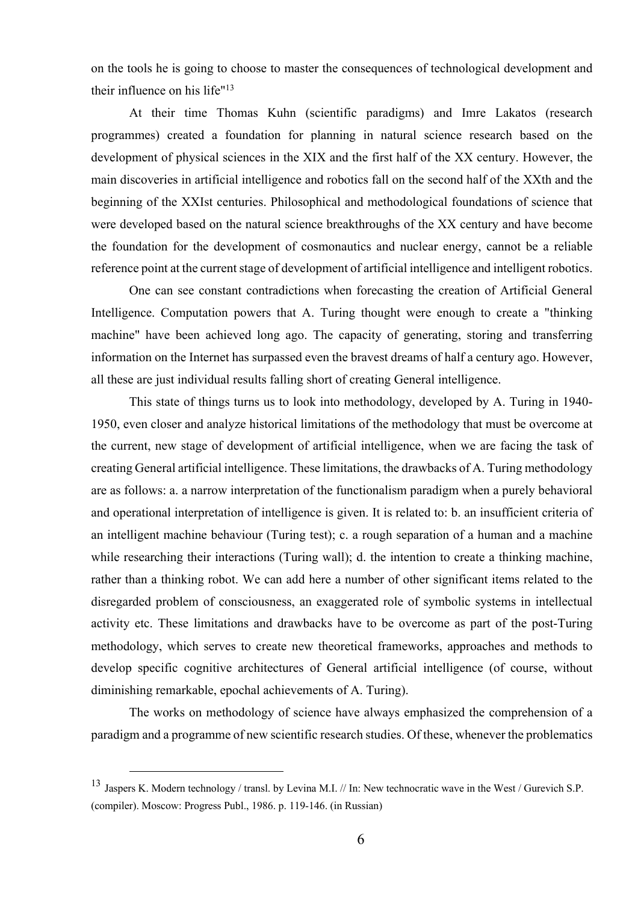on the tools he is going to choose to master the consequences of technological development and their influence on his life"[13]

At their time Thomas Kuhn (scientific paradigms) and Imre Lakatos (research programmes) created a foundation for planning in natural science research based on the development of physical sciences in the XIX and the first half of the XX century. However, the main discoveries in artificial intelligence and robotics fall on the second half of the XXth and the beginning of the XXIst centuries. Philosophical and methodological foundations of science that were developed based on the natural science breakthroughs of the XX century and have become the foundation for the development of cosmonautics and nuclear energy, cannot be a reliable reference point at the current stage of development of artificial intelligence and intelligent robotics.

One can see constant contradictions when forecasting the creation of Artificial General Intelligence. Computation powers that A. Turing thought were enough to create a "thinking machine" have been achieved long ago. The capacity of generating, storing and transferring information on the Internet has surpassed even the bravest dreams of half a century ago. However, all these are just individual results falling short of creating General intelligence.

This state of things turns us to look into methodology, developed by A. Turing in 1940-1950, even closer and analyze historical limitations of the methodology that must be overcome at the current, new stage of development of artificial intelligence, when we are facing the task of creating General artificial intelligence. These limitations, the drawbacks of A. Turing methodology are as follows: a. a narrow interpretation of the functionalism paradigm when a purely behavioral and operational interpretation of intelligence is given. It is related to: b. an insufficient criteria of an intelligent machine behaviour (Turing test); c. a rough separation of a human and a machine while researching their interactions (Turing wall); d. the intention to create a thinking machine, rather than a thinking robot. We can add here a number of other significant items related to the disregarded problem of consciousness, an exaggerated role of symbolic systems in intellectual activity etc. These limitations and drawbacks have to be overcome as part of the post-Turing methodology, which serves to create new theoretical frameworks, approaches and methods to develop specific cognitive architectures of General artificial intelligence (of course, without diminishing remarkable, epochal achievements of A. Turing).

The works on methodology of science have always emphasized the comprehension of a paradigm and a programme of new scientific research studies. Of these, whenever the problematics

---

[13] Jaspers K. Modern technology / transl. by Levina M.I. // In: New technocratic wave in the West / Gurevich S.P. (compiler). Moscow: Progress Publ., 1986. p. 119-146. (in Russian)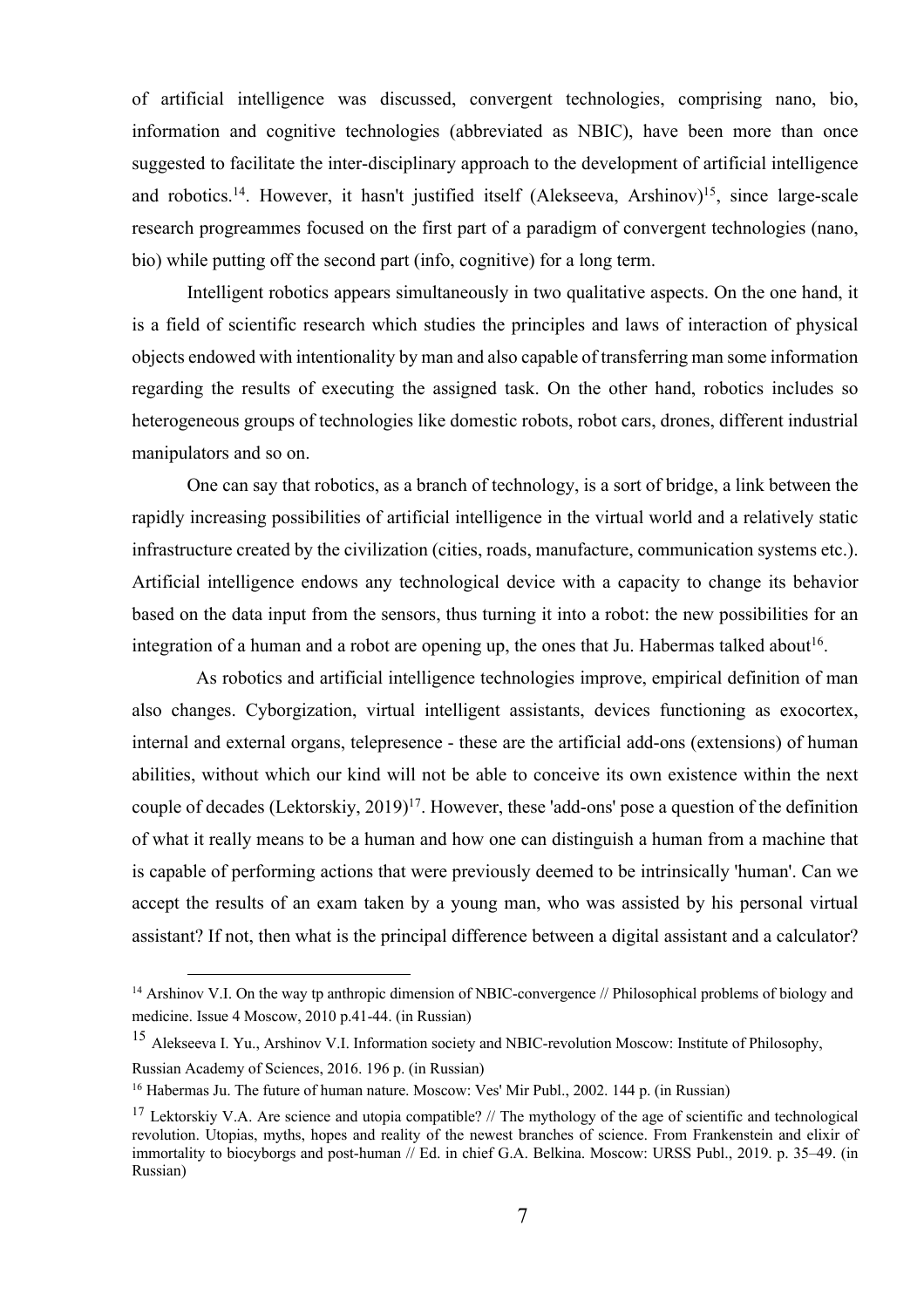of artificial intelligence was discussed, convergent technologies, comprising nano, bio, information and cognitive technologies (abbreviated as NBIC), have been more than once suggested to facilitate the inter-disciplinary approach to the development of artificial intelligence and robotics.[14]. However, it hasn't justified itself (Alekseeva, Arshinov)[15], since large-scale research progreammes focused on the first part of a paradigm of convergent technologies (nano, bio) while putting off the second part (info, cognitive) for a long term.

Intelligent robotics appears simultaneously in two qualitative aspects. On the one hand, it is a field of scientific research which studies the principles and laws of interaction of physical objects endowed with intentionality by man and also capable of transferring man some information regarding the results of executing the assigned task. On the other hand, robotics includes so heterogeneous groups of technologies like domestic robots, robot cars, drones, different industrial manipulators and so on.

One can say that robotics, as a branch of technology, is a sort of bridge, a link between the rapidly increasing possibilities of artificial intelligence in the virtual world and a relatively static infrastructure created by the civilization (cities, roads, manufacture, communication systems etc.). Artificial intelligence endows any technological device with a capacity to change its behavior based on the data input from the sensors, thus turning it into a robot: the new possibilities for an integration of a human and a robot are opening up, the ones that Ju. Habermas talked about[16].

As robotics and artificial intelligence technologies improve, empirical definition of man also changes. Cyborgization, virtual intelligent assistants, devices functioning as exocortex, internal and external organs, telepresence - these are the artificial add-ons (extensions) of human abilities, without which our kind will not be able to conceive its own existence within the next couple of decades (Lektorskiy, 2019)[17]. However, these 'add-ons' pose a question of the definition of what it really means to be a human and how one can distinguish a human from a machine that is capable of performing actions that were previously deemed to be intrinsically 'human'. Can we accept the results of an exam taken by a young man, who was assisted by his personal virtual assistant? If not, then what is the principal difference between a digital assistant and a calculator?

---

[14] Arshinov V.I. On the way tp anthropic dimension of NBIC-convergence // Philosophical problems of biology and medicine. Issue 4 Moscow, 2010 p.41-44. (in Russian)

[15] Alekseeva I. Yu., Arshinov V.I. Information society and NBIC-revolution Moscow: Institute of Philosophy, Russian Academy of Sciences, 2016. 196 p. (in Russian)

[16] Habermas Ju. The future of human nature. Moscow: Ves' Mir Publ., 2002. 144 p. (in Russian)

[17] Lektorskiy V.A. Are science and utopia compatible? // The mythology of the age of scientific and technological revolution. Utopias, myths, hopes and reality of the newest branches of science. From Frankenstein and elixir of immortality to biocyborgs and post-human // Ed. in chief G.A. Belkina. Moscow: URSS Publ., 2019. p. 35–49. (in Russian)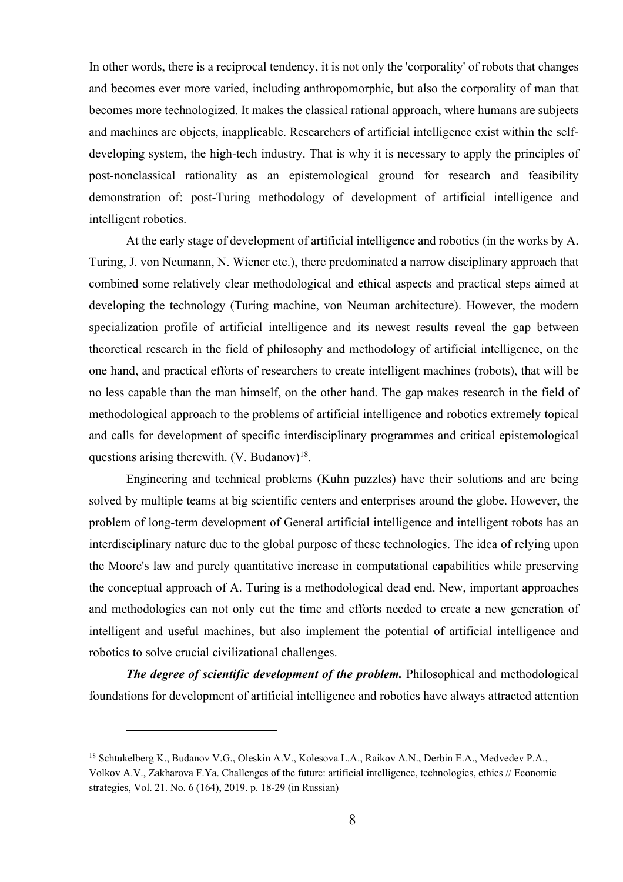In other words, there is a reciprocal tendency, it is not only the 'corporality' of robots that changes and becomes ever more varied, including anthropomorphic, but also the corporality of man that becomes more technologized. It makes the classical rational approach, where humans are subjects and machines are objects, inapplicable. Researchers of artificial intelligence exist within the self-developing system, the high-tech industry. That is why it is necessary to apply the principles of post-nonclassical rationality as an epistemological ground for research and feasibility demonstration of: post-Turing methodology of development of artificial intelligence and intelligent robotics.

At the early stage of development of artificial intelligence and robotics (in the works by A. Turing, J. von Neumann, N. Wiener etc.), there predominated a narrow disciplinary approach that combined some relatively clear methodological and ethical aspects and practical steps aimed at developing the technology (Turing machine, von Neuman architecture). However, the modern specialization profile of artificial intelligence and its newest results reveal the gap between theoretical research in the field of philosophy and methodology of artificial intelligence, on the one hand, and practical efforts of researchers to create intelligent machines (robots), that will be no less capable than the man himself, on the other hand. The gap makes research in the field of methodological approach to the problems of artificial intelligence and robotics extremely topical and calls for development of specific interdisciplinary programmes and critical epistemological questions arising therewith. (V. Budanov)[18].

Engineering and technical problems (Kuhn puzzles) have their solutions and are being solved by multiple teams at big scientific centers and enterprises around the globe. However, the problem of long-term development of General artificial intelligence and intelligent robots has an interdisciplinary nature due to the global purpose of these technologies. The idea of relying upon the Moore's law and purely quantitative increase in computational capabilities while preserving the conceptual approach of A. Turing is a methodological dead end. New, important approaches and methodologies can not only cut the time and efforts needed to create a new generation of intelligent and useful machines, but also implement the potential of artificial intelligence and robotics to solve crucial civilizational challenges.

***The degree of scientific development of the problem.*** Philosophical and methodological foundations for development of artificial intelligence and robotics have always attracted attention

---

[18] Schtukelberg K., Budanov V.G., Oleskin A.V., Kolesova L.A., Raikov A.N., Derbin E.A., Medvedev P.A., Volkov A.V., Zakharova F.Ya. Challenges of the future: artificial intelligence, technologies, ethics // Economic strategies, Vol. 21. No. 6 (164), 2019. p. 18-29 (in Russian)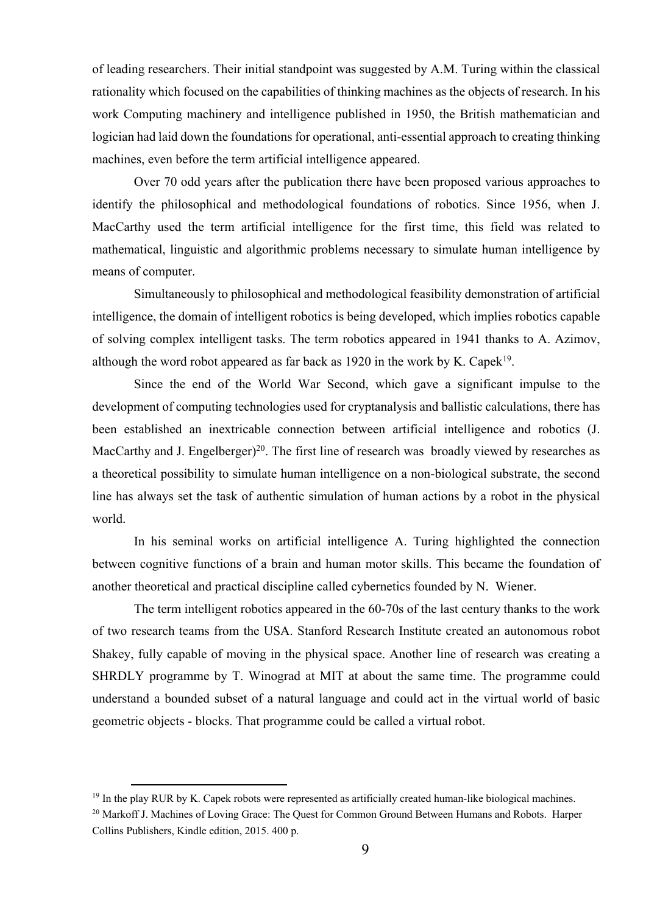of leading researchers. Their initial standpoint was suggested by A.M. Turing within the classical rationality which focused on the capabilities of thinking machines as the objects of research. In his work Computing machinery and intelligence published in 1950, the British mathematician and logician had laid down the foundations for operational, anti-essential approach to creating thinking machines, even before the term artificial intelligence appeared.

Over 70 odd years after the publication there have been proposed various approaches to identify the philosophical and methodological foundations of robotics. Since 1956, when J. MacCarthy used the term artificial intelligence for the first time, this field was related to mathematical, linguistic and algorithmic problems necessary to simulate human intelligence by means of computer.

Simultaneously to philosophical and methodological feasibility demonstration of artificial intelligence, the domain of intelligent robotics is being developed, which implies robotics capable of solving complex intelligent tasks. The term robotics appeared in 1941 thanks to A. Azimov, although the word robot appeared as far back as 1920 in the work by K. Capek[19].

Since the end of the World War Second, which gave a significant impulse to the development of computing technologies used for cryptanalysis and ballistic calculations, there has been established an inextricable connection between artificial intelligence and robotics (J. MacCarthy and J. Engelberger)[20]. The first line of research was broadly viewed by researches as a theoretical possibility to simulate human intelligence on a non-biological substrate, the second line has always set the task of authentic simulation of human actions by a robot in the physical world.

In his seminal works on artificial intelligence A. Turing highlighted the connection between cognitive functions of a brain and human motor skills. This became the foundation of another theoretical and practical discipline called cybernetics founded by N. Wiener.

The term intelligent robotics appeared in the 60-70s of the last century thanks to the work of two research teams from the USA. Stanford Research Institute created an autonomous robot Shakey, fully capable of moving in the physical space. Another line of research was creating a SHRDLY programme by T. Winograd at MIT at about the same time. The programme could understand a bounded subset of a natural language and could act in the virtual world of basic geometric objects - blocks. That programme could be called a virtual robot.

---

[19] In the play RUR by K. Capek robots were represented as artificially created human-like biological machines.

[20] Markoff J. Machines of Loving Grace: The Quest for Common Ground Between Humans and Robots. Harper Collins Publishers, Kindle edition, 2015. 400 p.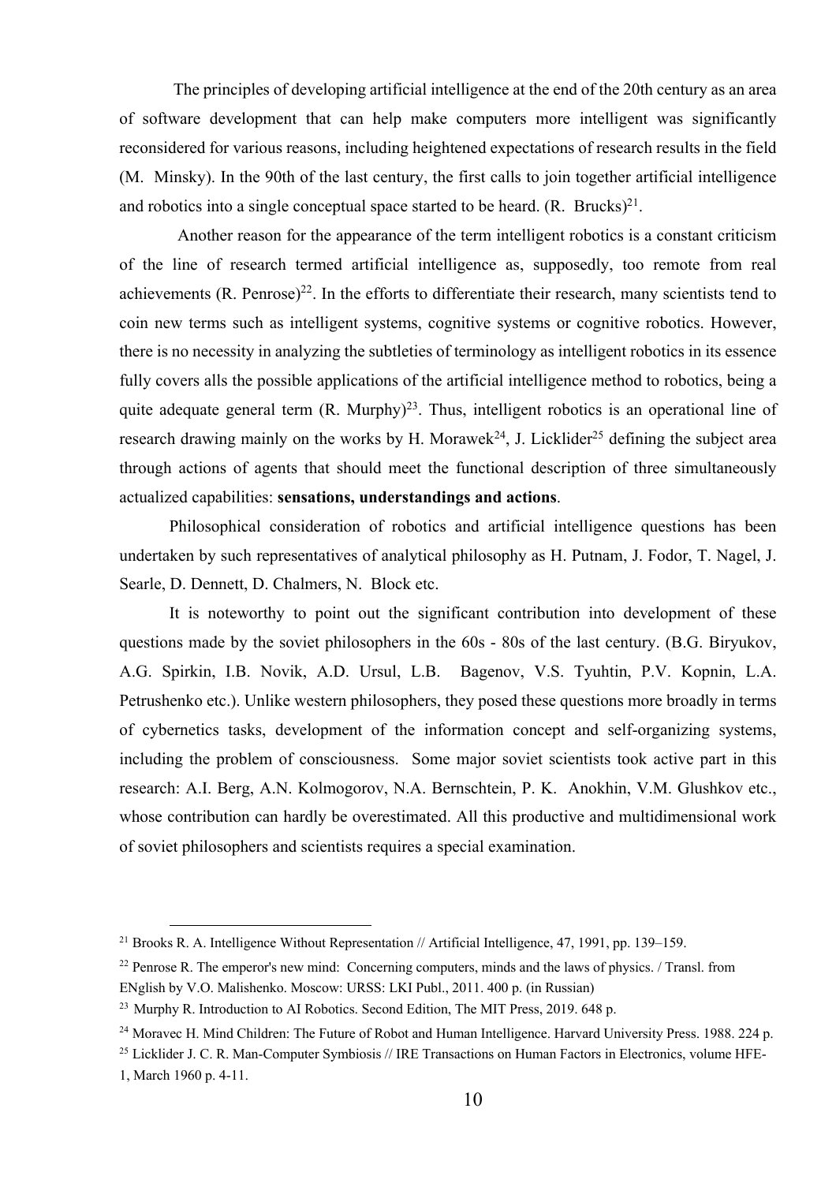The principles of developing artificial intelligence at the end of the 20th century as an area of software development that can help make computers more intelligent was significantly reconsidered for various reasons, including heightened expectations of research results in the field (M. Minsky). In the 90th of the last century, the first calls to join together artificial intelligence and robotics into a single conceptual space started to be heard. (R. Brucks)[21].

Another reason for the appearance of the term intelligent robotics is a constant criticism of the line of research termed artificial intelligence as, supposedly, too remote from real achievements (R. Penrose)[22]. In the efforts to differentiate their research, many scientists tend to coin new terms such as intelligent systems, cognitive systems or cognitive robotics. However, there is no necessity in analyzing the subtleties of terminology as intelligent robotics in its essence fully covers alls the possible applications of the artificial intelligence method to robotics, being a quite adequate general term (R. Murphy)[23]. Thus, intelligent robotics is an operational line of research drawing mainly on the works by H. Morawek[24], J. Licklider[25] defining the subject area through actions of agents that should meet the functional description of three simultaneously actualized capabilities: **sensations, understandings and actions**.

Philosophical consideration of robotics and artificial intelligence questions has been undertaken by such representatives of analytical philosophy as H. Putnam, J. Fodor, T. Nagel, J. Searle, D. Dennett, D. Chalmers, N. Block etc.

It is noteworthy to point out the significant contribution into development of these questions made by the soviet philosophers in the 60s - 80s of the last century. (B.G. Biryukov, A.G. Spirkin, I.B. Novik, A.D. Ursul, L.B. Bagenov, V.S. Tyuhtin, P.V. Kopnin, L.A. Petrushenko etc.). Unlike western philosophers, they posed these questions more broadly in terms of cybernetics tasks, development of the information concept and self-organizing systems, including the problem of consciousness. Some major soviet scientists took active part in this research: A.I. Berg, A.N. Kolmogorov, N.A. Bernschtein, P. K. Anokhin, V.M. Glushkov etc., whose contribution can hardly be overestimated. All this productive and multidimensional work of soviet philosophers and scientists requires a special examination.

---

[21] Brooks R. A. Intelligence Without Representation // Artificial Intelligence, 47, 1991, pp. 139–159.

[22] Penrose R. The emperor's new mind: Concerning computers, minds and the laws of physics. / Transl. from ENglish by V.O. Malishenko. Moscow: URSS: LKI Publ., 2011. 400 p. (in Russian)

[23] Murphy R. Introduction to AI Robotics. Second Edition, The MIT Press, 2019. 648 p.

[24] Moravec H. Mind Children: The Future of Robot and Human Intelligence. Harvard University Press. 1988. 224 p.

[25] Licklider J. C. R. Man-Computer Symbiosis // IRE Transactions on Human Factors in Electronics, volume HFE-1, March 1960 p. 4-11.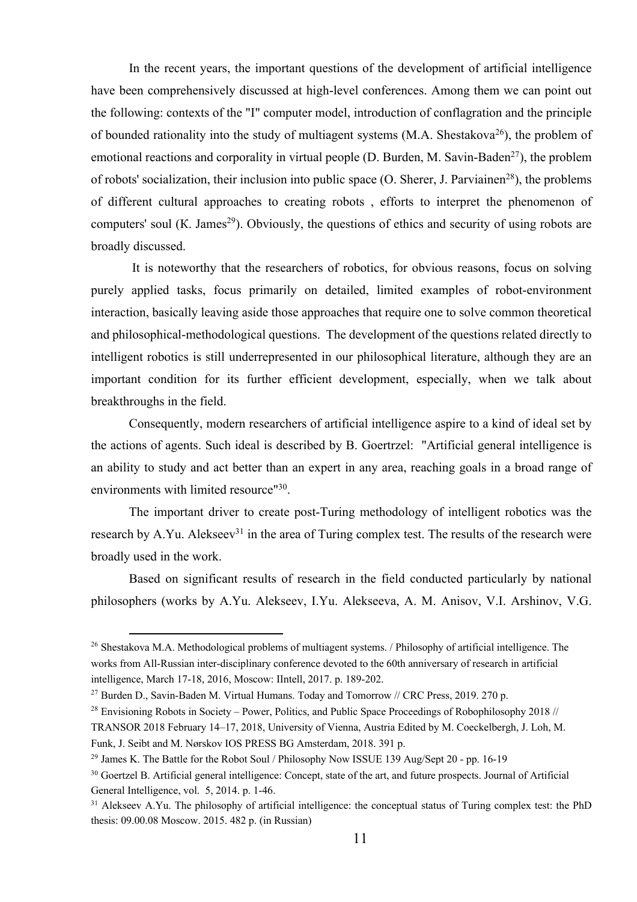In the recent years, the important questions of the development of artificial intelligence have been comprehensively discussed at high-level conferences. Among them we can point out the following: contexts of the "I" computer model, introduction of conflagration and the principle of bounded rationality into the study of multiagent systems (M.A. Shestakova[26]), the problem of emotional reactions and corporality in virtual people (D. Burden, M. Savin-Baden[27]), the problem of robots' socialization, their inclusion into public space (O. Sherer, J. Parviainen[28]), the problems of different cultural approaches to creating robots , efforts to interpret the phenomenon of computers' soul (K. James[29]). Obviously, the questions of ethics and security of using robots are broadly discussed.

It is noteworthy that the researchers of robotics, for obvious reasons, focus on solving purely applied tasks, focus primarily on detailed, limited examples of robot-environment interaction, basically leaving aside those approaches that require one to solve common theoretical and philosophical-methodological questions. The development of the questions related directly to intelligent robotics is still underrepresented in our philosophical literature, although they are an important condition for its further efficient development, especially, when we talk about breakthroughs in the field.

Consequently, modern researchers of artificial intelligence aspire to a kind of ideal set by the actions of agents. Such ideal is described by B. Goertrzel: "Artificial general intelligence is an ability to study and act better than an expert in any area, reaching goals in a broad range of environments with limited resource"[30].

The important driver to create post-Turing methodology of intelligent robotics was the research by A.Yu. Alekseev[31] in the area of Turing complex test. The results of the research were broadly used in the work.

Based on significant results of research in the field conducted particularly by national philosophers (works by A.Yu. Alekseev, I.Yu. Alekseeva, A. M. Anisov, V.I. Arshinov, V.G.

---

[26] Shestakova M.A. Methodological problems of multiagent systems. / Philosophy of artificial intelligence. The works from All-Russian inter-disciplinary conference devoted to the 60th anniversary of research in artificial intelligence, March 17-18, 2016, Moscow: IIntell, 2017. p. 189-202.

[27] Burden D., Savin-Baden M. Virtual Humans. Today and Tomorrow // CRC Press, 2019. 270 p.

[28] Envisioning Robots in Society – Power, Politics, and Public Space Proceedings of Robophilosophy 2018 // TRANSOR 2018 February 14–17, 2018, University of Vienna, Austria Edited by M. Coeckelbergh, J. Loh, M. Funk, J. Seibt and M. Nørskov IOS PRESS BG Amsterdam, 2018. 391 p.

[29] James K. The Battle for the Robot Soul / Philosophy Now ISSUE 139 Aug/Sept 20 - pp. 16-19

[30] Goertzel B. Artificial general intelligence: Concept, state of the art, and future prospects. Journal of Artificial General Intelligence, vol. 5, 2014. p. 1-46.

[31] Alekseev A.Yu. The philosophy of artificial intelligence: the conceptual status of Turing complex test: the PhD thesis: 09.00.08 Moscow. 2015. 482 p. (in Russian)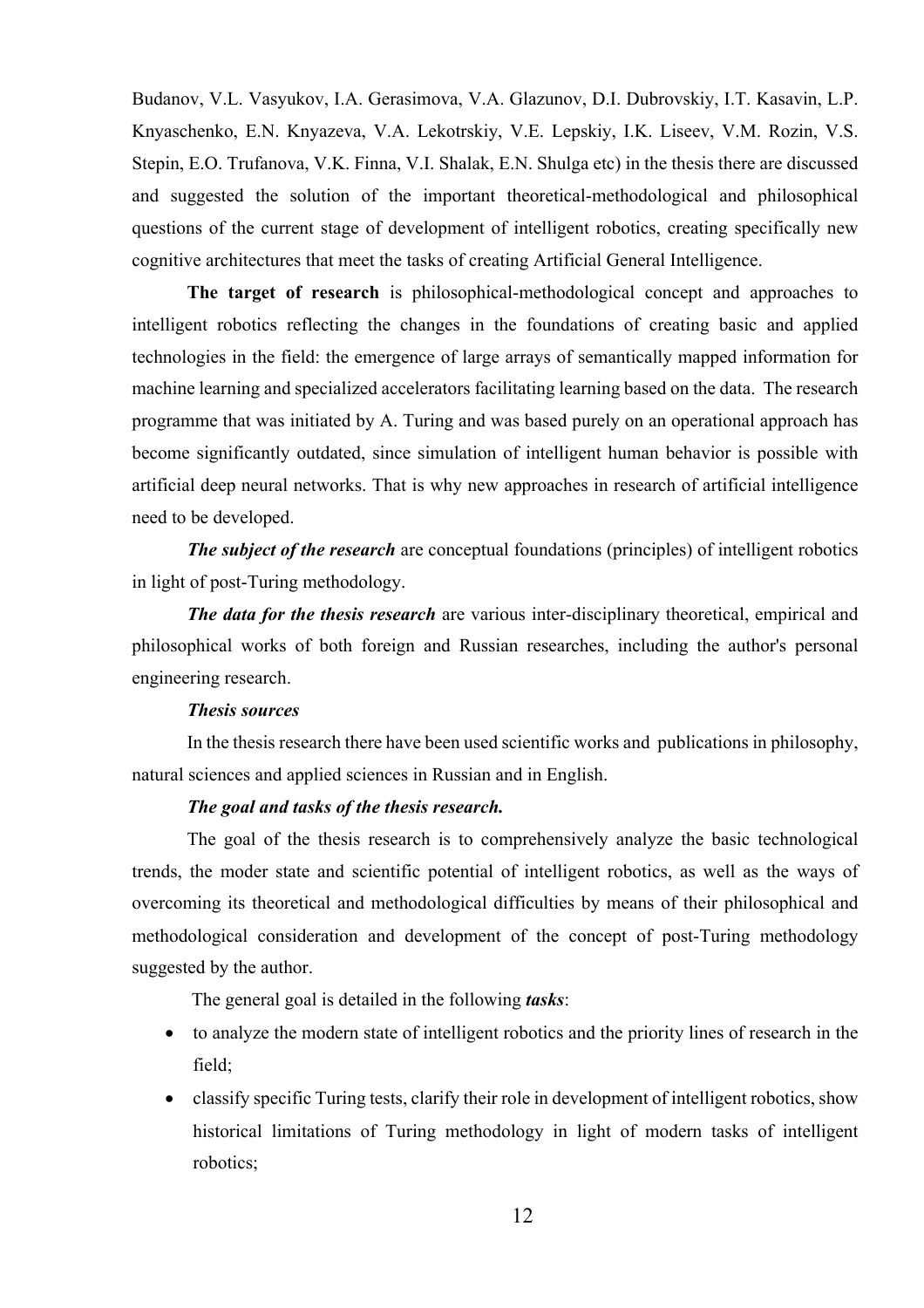Budanov, V.L. Vasyukov, I.A. Gerasimova, V.A. Glazunov, D.I. Dubrovskiy, I.T. Kasavin, L.P. Knyaschenko, E.N. Knyazeva, V.A. Lekotrskiy, V.E. Lepskiy, I.K. Liseev, V.M. Rozin, V.S. Stepin, E.O. Trufanova, V.K. Finna, V.I. Shalak, E.N. Shulga etc) in the thesis there are discussed and suggested the solution of the important theoretical-methodological and philosophical questions of the current stage of development of intelligent robotics, creating specifically new cognitive architectures that meet the tasks of creating Artificial General Intelligence.

**The target of research** is philosophical-methodological concept and approaches to intelligent robotics reflecting the changes in the foundations of creating basic and applied technologies in the field: the emergence of large arrays of semantically mapped information for machine learning and specialized accelerators facilitating learning based on the data. The research programme that was initiated by A. Turing and was based purely on an operational approach has become significantly outdated, since simulation of intelligent human behavior is possible with artificial deep neural networks. That is why new approaches in research of artificial intelligence need to be developed.

***The subject of the research*** are conceptual foundations (principles) of intelligent robotics in light of post-Turing methodology.

***The data for the thesis research*** are various inter-disciplinary theoretical, empirical and philosophical works of both foreign and Russian researches, including the author's personal engineering research.

***Thesis sources***

In the thesis research there have been used scientific works and publications in philosophy, natural sciences and applied sciences in Russian and in English.

***The goal and tasks of the thesis research.***

The goal of the thesis research is to comprehensively analyze the basic technological trends, the moder state and scientific potential of intelligent robotics, as well as the ways of overcoming its theoretical and methodological difficulties by means of their philosophical and methodological consideration and development of the concept of post-Turing methodology suggested by the author.

The general goal is detailed in the following ***tasks***:

- to analyze the modern state of intelligent robotics and the priority lines of research in the field;
- classify specific Turing tests, clarify their role in development of intelligent robotics, show historical limitations of Turing methodology in light of modern tasks of intelligent robotics;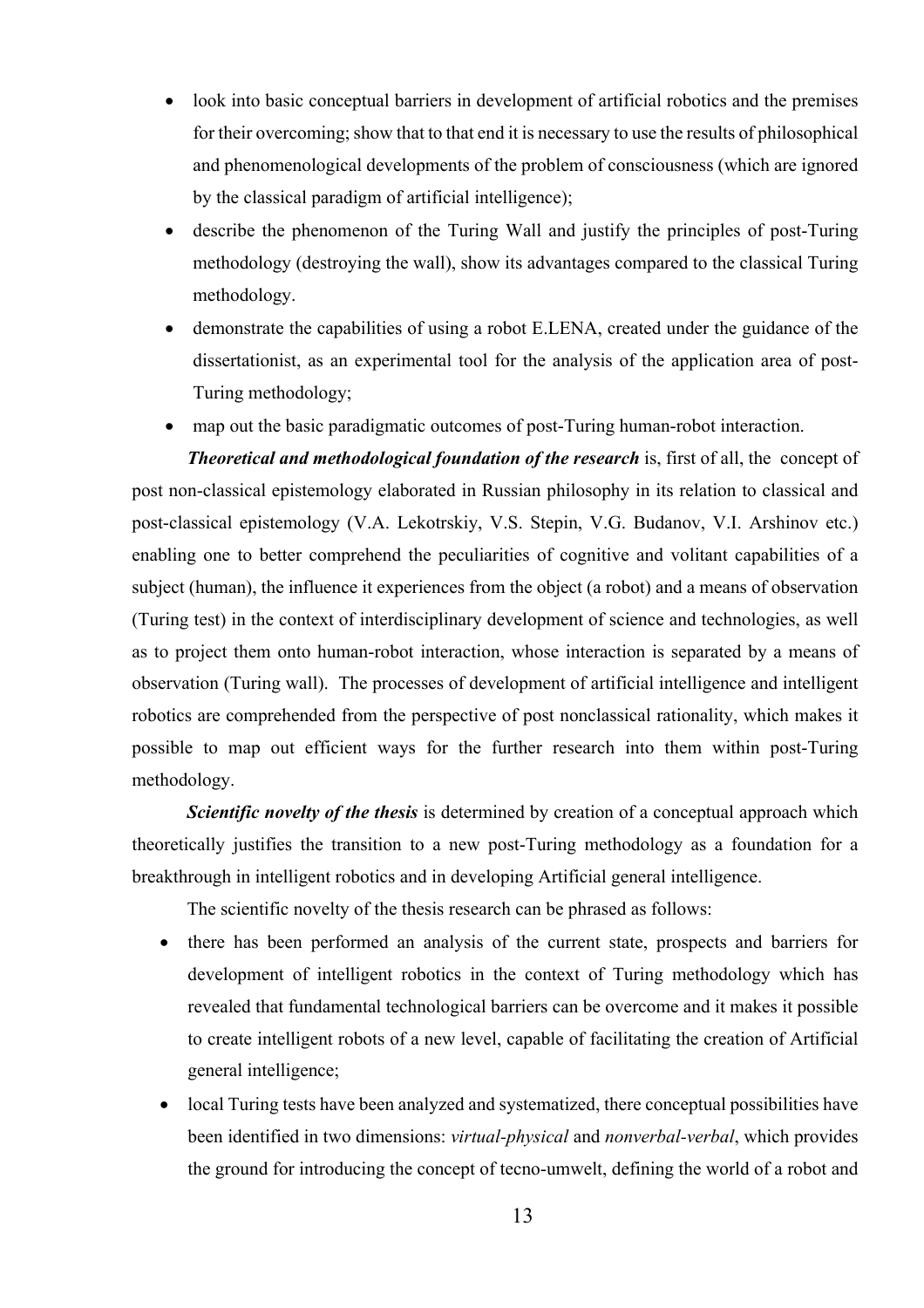- look into basic conceptual barriers in development of artificial robotics and the premises for their overcoming; show that to that end it is necessary to use the results of philosophical and phenomenological developments of the problem of consciousness (which are ignored by the classical paradigm of artificial intelligence);
- describe the phenomenon of the Turing Wall and justify the principles of post-Turing methodology (destroying the wall), show its advantages compared to the classical Turing methodology.
- demonstrate the capabilities of using a robot E.LENA, created under the guidance of the dissertationist, as an experimental tool for the analysis of the application area of post-Turing methodology;
- map out the basic paradigmatic outcomes of post-Turing human-robot interaction.

***Theoretical and methodological foundation of the research*** is, first of all, the concept of post non-classical epistemology elaborated in Russian philosophy in its relation to classical and post-classical epistemology (V.A. Lekotrskiy, V.S. Stepin, V.G. Budanov, V.I. Arshinov etc.) enabling one to better comprehend the peculiarities of cognitive and volitant capabilities of a subject (human), the influence it experiences from the object (a robot) and a means of observation (Turing test) in the context of interdisciplinary development of science and technologies, as well as to project them onto human-robot interaction, whose interaction is separated by a means of observation (Turing wall). The processes of development of artificial intelligence and intelligent robotics are comprehended from the perspective of post nonclassical rationality, which makes it possible to map out efficient ways for the further research into them within post-Turing methodology.

***Scientific novelty of the thesis*** is determined by creation of a conceptual approach which theoretically justifies the transition to a new post-Turing methodology as a foundation for a breakthrough in intelligent robotics and in developing Artificial general intelligence.

The scientific novelty of the thesis research can be phrased as follows:

- there has been performed an analysis of the current state, prospects and barriers for development of intelligent robotics in the context of Turing methodology which has revealed that fundamental technological barriers can be overcome and it makes it possible to create intelligent robots of a new level, capable of facilitating the creation of Artificial general intelligence;
- local Turing tests have been analyzed and systematized, there conceptual possibilities have been identified in two dimensions: *virtual-physical* and *nonverbal-verbal*, which provides the ground for introducing the concept of tecno-umwelt, defining the world of a robot and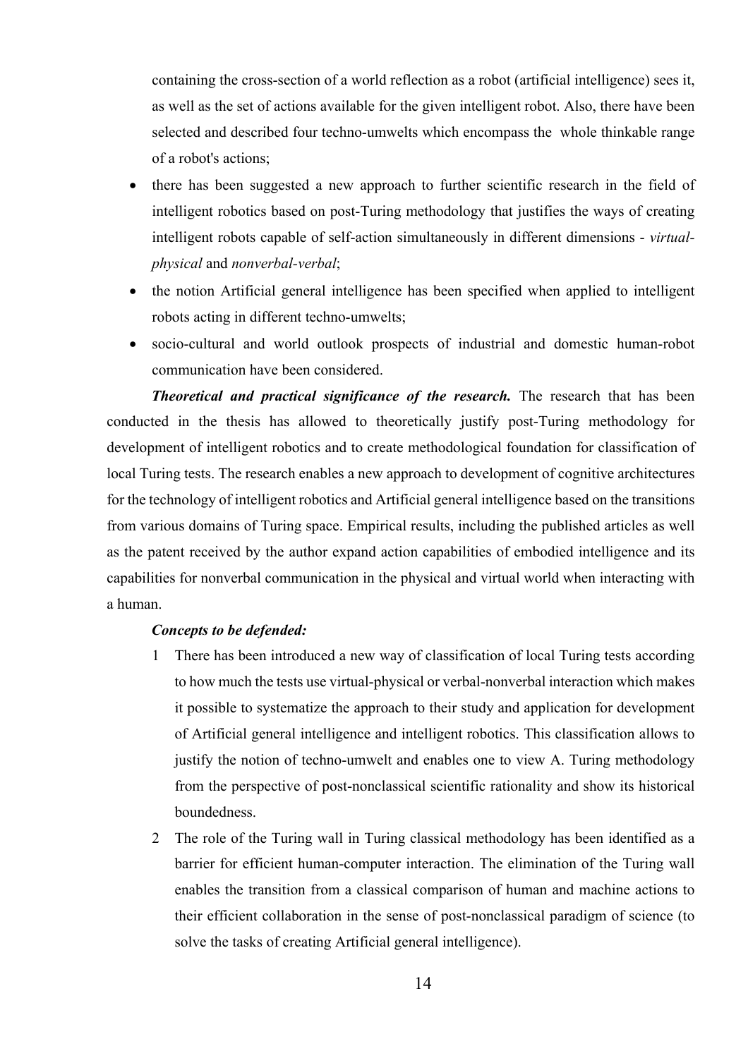containing the cross-section of a world reflection as a robot (artificial intelligence) sees it, as well as the set of actions available for the given intelligent robot. Also, there have been selected and described four techno-umwelts which encompass the whole thinkable range of a robot's actions;

- there has been suggested a new approach to further scientific research in the field of intelligent robotics based on post-Turing methodology that justifies the ways of creating intelligent robots capable of self-action simultaneously in different dimensions - *virtual-physical* and *nonverbal-verbal*;
- the notion Artificial general intelligence has been specified when applied to intelligent robots acting in different techno-umwelts;
- socio-cultural and world outlook prospects of industrial and domestic human-robot communication have been considered.

***Theoretical and practical significance of the research.*** The research that has been conducted in the thesis has allowed to theoretically justify post-Turing methodology for development of intelligent robotics and to create methodological foundation for classification of local Turing tests. The research enables a new approach to development of cognitive architectures for the technology of intelligent robotics and Artificial general intelligence based on the transitions from various domains of Turing space. Empirical results, including the published articles as well as the patent received by the author expand action capabilities of embodied intelligence and its capabilities for nonverbal communication in the physical and virtual world when interacting with a human.

***Concepts to be defended:***

1. There has been introduced a new way of classification of local Turing tests according to how much the tests use virtual-physical or verbal-nonverbal interaction which makes it possible to systematize the approach to their study and application for development of Artificial general intelligence and intelligent robotics. This classification allows to justify the notion of techno-umwelt and enables one to view A. Turing methodology from the perspective of post-nonclassical scientific rationality and show its historical boundedness.
2. The role of the Turing wall in Turing classical methodology has been identified as a barrier for efficient human-computer interaction. The elimination of the Turing wall enables the transition from a classical comparison of human and machine actions to their efficient collaboration in the sense of post-nonclassical paradigm of science (to solve the tasks of creating Artificial general intelligence).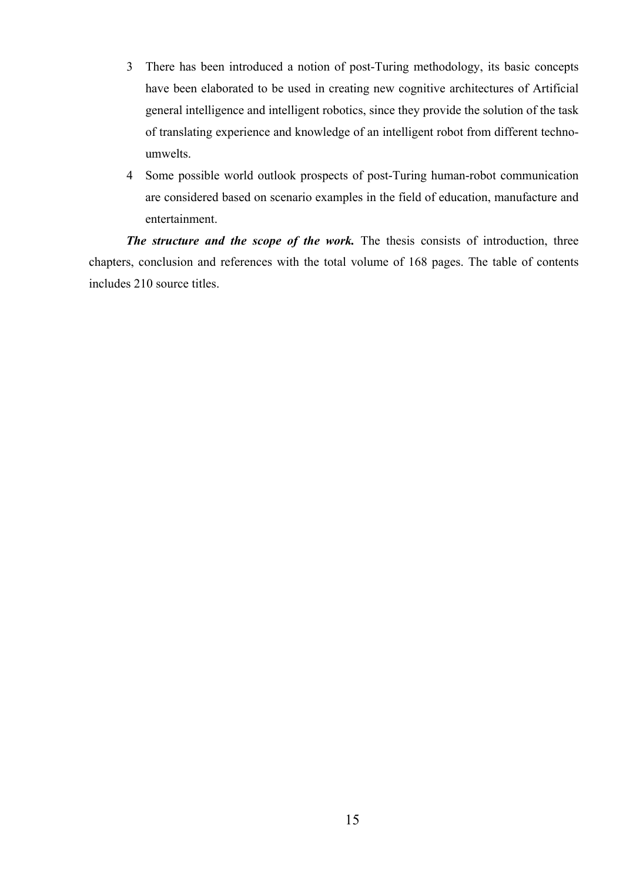3. There has been introduced a notion of post-Turing methodology, its basic concepts have been elaborated to be used in creating new cognitive architectures of Artificial general intelligence and intelligent robotics, since they provide the solution of the task of translating experience and knowledge of an intelligent robot from different techno-umwelts.
4. Some possible world outlook prospects of post-Turing human-robot communication are considered based on scenario examples in the field of education, manufacture and entertainment.

***The structure and the scope of the work.*** The thesis consists of introduction, three chapters, conclusion and references with the total volume of 168 pages. The table of contents includes 210 source titles.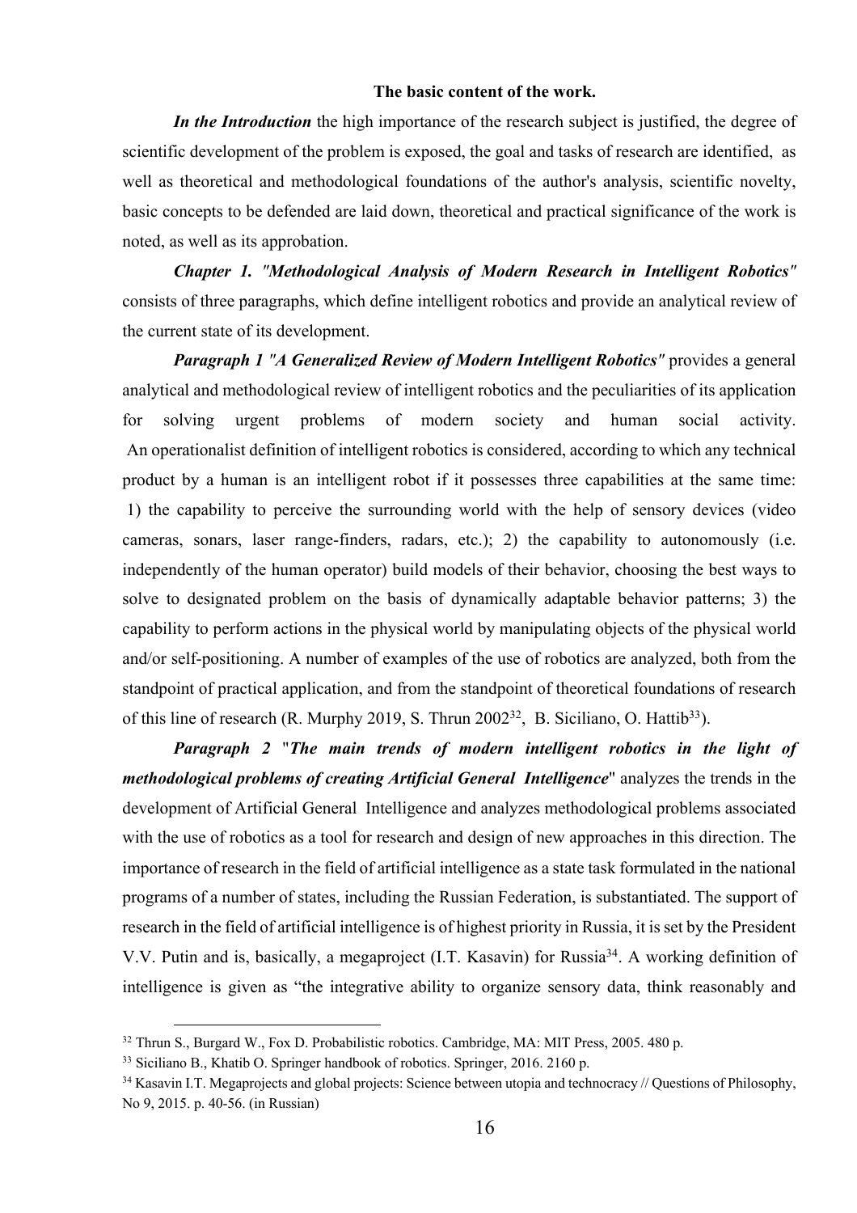**The basic content of the work.**

***In the Introduction*** the high importance of the research subject is justified, the degree of scientific development of the problem is exposed, the goal and tasks of research are identified, as well as theoretical and methodological foundations of the author's analysis, scientific novelty, basic concepts to be defended are laid down, theoretical and practical significance of the work is noted, as well as its approbation.

***Chapter 1. "Methodological Analysis of Modern Research in Intelligent Robotics"*** consists of three paragraphs, which define intelligent robotics and provide an analytical review of the current state of its development.

***Paragraph 1 "A Generalized Review of Modern Intelligent Robotics"*** provides a general analytical and methodological review of intelligent robotics and the peculiarities of its application for solving urgent problems of modern society and human social activity. An operationalist definition of intelligent robotics is considered, according to which any technical product by a human is an intelligent robot if it possesses three capabilities at the same time: 1) the capability to perceive the surrounding world with the help of sensory devices (video cameras, sonars, laser range-finders, radars, etc.); 2) the capability to autonomously (i.e. independently of the human operator) build models of their behavior, choosing the best ways to solve to designated problem on the basis of dynamically adaptable behavior patterns; 3) the capability to perform actions in the physical world by manipulating objects of the physical world and/or self-positioning. A number of examples of the use of robotics are analyzed, both from the standpoint of practical application, and from the standpoint of theoretical foundations of research of this line of research (R. Murphy 2019, S. Thrun 2002[32], B. Siciliano, O. Hattib[33]).

***Paragraph 2 "The main trends of modern intelligent robotics in the light of methodological problems of creating Artificial General Intelligence"*** analyzes the trends in the development of Artificial General Intelligence and analyzes methodological problems associated with the use of robotics as a tool for research and design of new approaches in this direction. The importance of research in the field of artificial intelligence as a state task formulated in the national programs of a number of states, including the Russian Federation, is substantiated. The support of research in the field of artificial intelligence is of highest priority in Russia, it is set by the President V.V. Putin and is, basically, a megaproject (I.T. Kasavin) for Russia[34]. A working definition of intelligence is given as "the integrative ability to organize sensory data, think reasonably and

---

[32] Thrun S., Burgard W., Fox D. Probabilistic robotics. Cambridge, MA: MIT Press, 2005. 480 p.

[33] Siciliano B., Khatib O. Springer handbook of robotics. Springer, 2016. 2160 p.

[34] Kasavin I.T. Megaprojects and global projects: Science between utopia and technocracy // Questions of Philosophy, No 9, 2015. p. 40-56. (in Russian)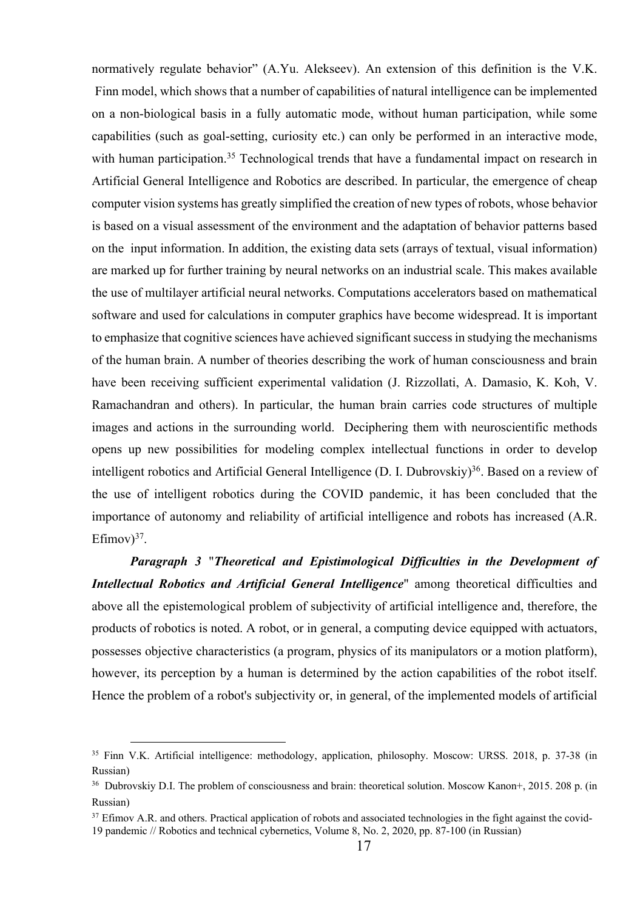normatively regulate behavior" (A.Yu. Alekseev). An extension of this definition is the V.K. Finn model, which shows that a number of capabilities of natural intelligence can be implemented on a non-biological basis in a fully automatic mode, without human participation, while some capabilities (such as goal-setting, curiosity etc.) can only be performed in an interactive mode, with human participation.[35] Technological trends that have a fundamental impact on research in Artificial General Intelligence and Robotics are described. In particular, the emergence of cheap computer vision systems has greatly simplified the creation of new types of robots, whose behavior is based on a visual assessment of the environment and the adaptation of behavior patterns based on the input information. In addition, the existing data sets (arrays of textual, visual information) are marked up for further training by neural networks on an industrial scale. This makes available the use of multilayer artificial neural networks. Computations accelerators based on mathematical software and used for calculations in computer graphics have become widespread. It is important to emphasize that cognitive sciences have achieved significant success in studying the mechanisms of the human brain. A number of theories describing the work of human consciousness and brain have been receiving sufficient experimental validation (J. Rizzollati, A. Damasio, K. Koh, V. Ramachandran and others). In particular, the human brain carries code structures of multiple images and actions in the surrounding world. Deciphering them with neuroscientific methods opens up new possibilities for modeling complex intellectual functions in order to develop intelligent robotics and Artificial General Intelligence (D. I. Dubrovskiy)[36]. Based on a review of the use of intelligent robotics during the COVID pandemic, it has been concluded that the importance of autonomy and reliability of artificial intelligence and robots has increased (A.R. Efimov)[37].

***Paragraph 3* "*Theoretical and Epistimological Difficulties in the Development of Intellectual Robotics and Artificial General Intelligence*"** among theoretical difficulties and above all the epistemological problem of subjectivity of artificial intelligence and, therefore, the products of robotics is noted. A robot, or in general, a computing device equipped with actuators, possesses objective characteristics (a program, physics of its manipulators or a motion platform), however, its perception by a human is determined by the action capabilities of the robot itself. Hence the problem of a robot's subjectivity or, in general, of the implemented models of artificial

---

[35] Finn V.K. Artificial intelligence: methodology, application, philosophy. Moscow: URSS. 2018, p. 37-38 (in Russian)

[36] Dubrovskiy D.I. The problem of consciousness and brain: theoretical solution. Moscow Kanon+, 2015. 208 p. (in Russian)

[37] Efimov A.R. and others. Practical application of robots and associated technologies in the fight against the covid-19 pandemic // Robotics and technical cybernetics, Volume 8, No. 2, 2020, pp. 87-100 (in Russian)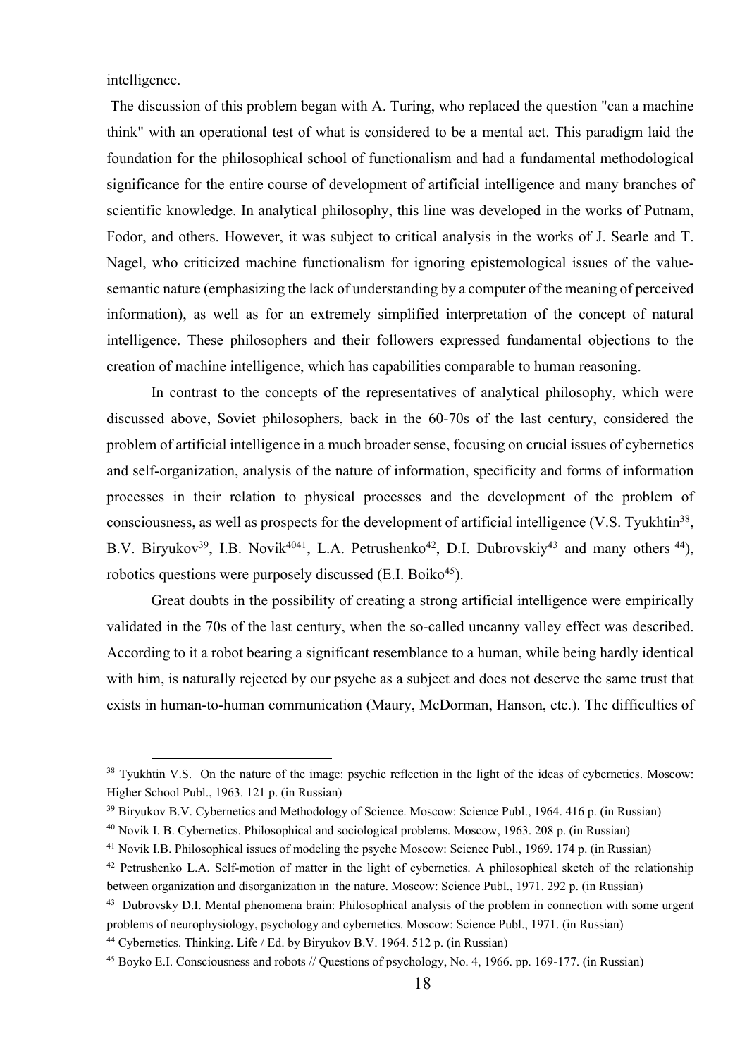intelligence.

The discussion of this problem began with A. Turing, who replaced the question "can a machine think" with an operational test of what is considered to be a mental act. This paradigm laid the foundation for the philosophical school of functionalism and had a fundamental methodological significance for the entire course of development of artificial intelligence and many branches of scientific knowledge. In analytical philosophy, this line was developed in the works of Putnam, Fodor, and others. However, it was subject to critical analysis in the works of J. Searle and T. Nagel, who criticized machine functionalism for ignoring epistemological issues of the value-semantic nature (emphasizing the lack of understanding by a computer of the meaning of perceived information), as well as for an extremely simplified interpretation of the concept of natural intelligence. These philosophers and their followers expressed fundamental objections to the creation of machine intelligence, which has capabilities comparable to human reasoning.

In contrast to the concepts of the representatives of analytical philosophy, which were discussed above, Soviet philosophers, back in the 60-70s of the last century, considered the problem of artificial intelligence in a much broader sense, focusing on crucial issues of cybernetics and self-organization, analysis of the nature of information, specificity and forms of information processes in their relation to physical processes and the development of the problem of consciousness, as well as prospects for the development of artificial intelligence (V.S. Tyukhtin[38], B.V. Biryukov[39], I.B. Novik[40][41], L.A. Petrushenko[42], D.I. Dubrovskiy[43] and many others [44]), robotics questions were purposely discussed (E.I. Boiko[45]).

Great doubts in the possibility of creating a strong artificial intelligence were empirically validated in the 70s of the last century, when the so-called uncanny valley effect was described. According to it a robot bearing a significant resemblance to a human, while being hardly identical with him, is naturally rejected by our psyche as a subject and does not deserve the same trust that exists in human-to-human communication (Maury, McDorman, Hanson, etc.). The difficulties of

---

[38] Tyukhtin V.S. On the nature of the image: psychic reflection in the light of the ideas of cybernetics. Moscow: Higher School Publ., 1963. 121 p. (in Russian)

[39] Biryukov B.V. Cybernetics and Methodology of Science. Moscow: Science Publ., 1964. 416 p. (in Russian)

[40] Novik I. B. Cybernetics. Philosophical and sociological problems. Moscow, 1963. 208 p. (in Russian)

[41] Novik I.B. Philosophical issues of modeling the psyche Moscow: Science Publ., 1969. 174 p. (in Russian)

[42] Petrushenko L.A. Self-motion of matter in the light of cybernetics. A philosophical sketch of the relationship between organization and disorganization in the nature. Moscow: Science Publ., 1971. 292 p. (in Russian)

[43] Dubrovsky D.I. Mental phenomena brain: Philosophical analysis of the problem in connection with some urgent problems of neurophysiology, psychology and cybernetics. Moscow: Science Publ., 1971. (in Russian)

[44] Cybernetics. Thinking. Life / Ed. by Biryukov B.V. 1964. 512 p. (in Russian)

[45] Boyko E.I. Consciousness and robots // Questions of psychology, No. 4, 1966. pp. 169-177. (in Russian)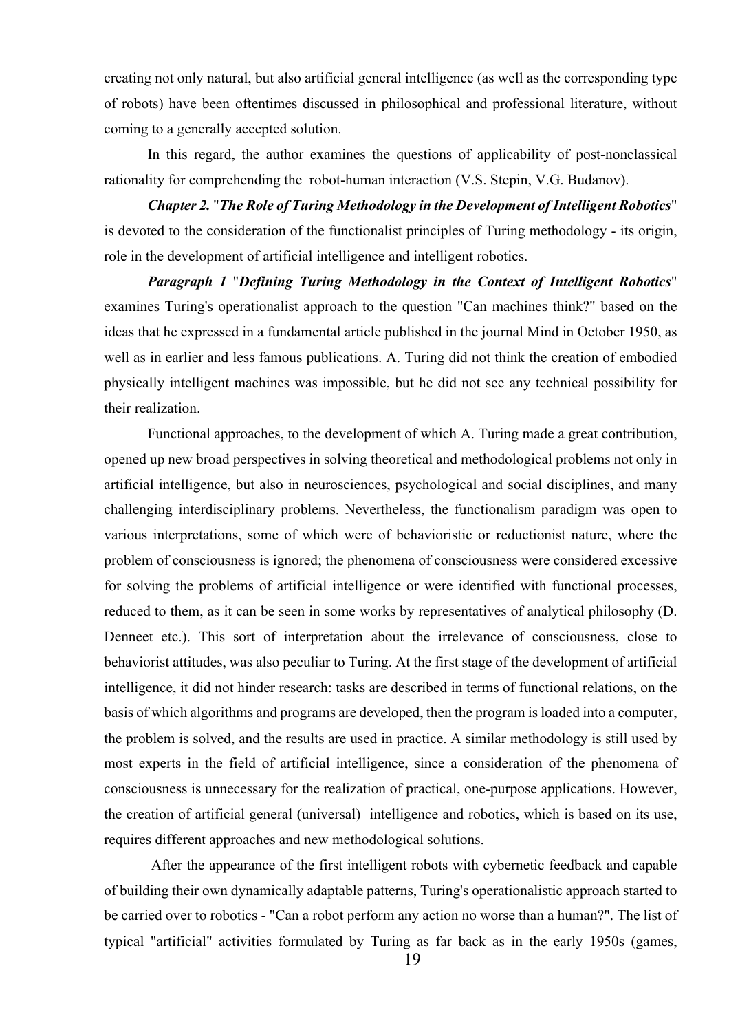creating not only natural, but also artificial general intelligence (as well as the corresponding type of robots) have been oftentimes discussed in philosophical and professional literature, without coming to a generally accepted solution.

In this regard, the author examines the questions of applicability of post-nonclassical rationality for comprehending the robot-human interaction (V.S. Stepin, V.G. Budanov).

***Chapter 2.*** "***The Role of Turing Methodology in the Development of Intelligent Robotics***" is devoted to the consideration of the functionalist principles of Turing methodology - its origin, role in the development of artificial intelligence and intelligent robotics.

***Paragraph 1*** "***Defining Turing Methodology in the Context of Intelligent Robotics***" examines Turing's operationalist approach to the question "Can machines think?" based on the ideas that he expressed in a fundamental article published in the journal Mind in October 1950, as well as in earlier and less famous publications. A. Turing did not think the creation of embodied physically intelligent machines was impossible, but he did not see any technical possibility for their realization.

Functional approaches, to the development of which A. Turing made a great contribution, opened up new broad perspectives in solving theoretical and methodological problems not only in artificial intelligence, but also in neurosciences, psychological and social disciplines, and many challenging interdisciplinary problems. Nevertheless, the functionalism paradigm was open to various interpretations, some of which were of behavioristic or reductionist nature, where the problem of consciousness is ignored; the phenomena of consciousness were considered excessive for solving the problems of artificial intelligence or were identified with functional processes, reduced to them, as it can be seen in some works by representatives of analytical philosophy (D. Denneet etc.). This sort of interpretation about the irrelevance of consciousness, close to behaviorist attitudes, was also peculiar to Turing. At the first stage of the development of artificial intelligence, it did not hinder research: tasks are described in terms of functional relations, on the basis of which algorithms and programs are developed, then the program is loaded into a computer, the problem is solved, and the results are used in practice. A similar methodology is still used by most experts in the field of artificial intelligence, since a consideration of the phenomena of consciousness is unnecessary for the realization of practical, one-purpose applications. However, the creation of artificial general (universal) intelligence and robotics, which is based on its use, requires different approaches and new methodological solutions.

After the appearance of the first intelligent robots with cybernetic feedback and capable of building their own dynamically adaptable patterns, Turing's operationalistic approach started to be carried over to robotics - "Can a robot perform any action no worse than a human?". The list of typical "artificial" activities formulated by Turing as far back as in the early 1950s (games,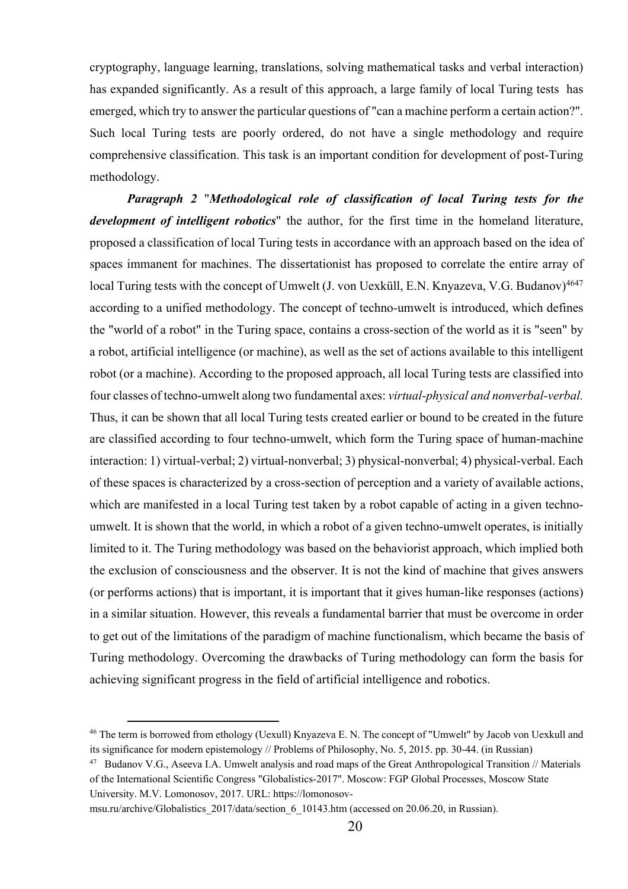cryptography, language learning, translations, solving mathematical tasks and verbal interaction) has expanded significantly. As a result of this approach, a large family of local Turing tests has emerged, which try to answer the particular questions of "can a machine perform a certain action?". Such local Turing tests are poorly ordered, do not have a single methodology and require comprehensive classification. This task is an important condition for development of post-Turing methodology.

***Paragraph 2*** "***Methodological role of classification of local Turing tests for the development of intelligent robotics***" the author, for the first time in the homeland literature, proposed a classification of local Turing tests in accordance with an approach based on the idea of spaces immanent for machines. The dissertationist has proposed to correlate the entire array of local Turing tests with the concept of Umwelt (J. von Uexküll, E.N. Knyazeva, V.G. Budanov)[46][47] according to a unified methodology. The concept of techno-umwelt is introduced, which defines the "world of a robot" in the Turing space, contains a cross-section of the world as it is "seen" by a robot, artificial intelligence (or machine), as well as the set of actions available to this intelligent robot (or a machine). According to the proposed approach, all local Turing tests are classified into four classes of techno-umwelt along two fundamental axes: *virtual-physical and nonverbal-verbal.* Thus, it can be shown that all local Turing tests created earlier or bound to be created in the future are classified according to four techno-umwelt, which form the Turing space of human-machine interaction: 1) virtual-verbal; 2) virtual-nonverbal; 3) physical-nonverbal; 4) physical-verbal. Each of these spaces is characterized by a cross-section of perception and a variety of available actions, which are manifested in a local Turing test taken by a robot capable of acting in a given techno-umwelt. It is shown that the world, in which a robot of a given techno-umwelt operates, is initially limited to it. The Turing methodology was based on the behaviorist approach, which implied both the exclusion of consciousness and the observer. It is not the kind of machine that gives answers (or performs actions) that is important, it is important that it gives human-like responses (actions) in a similar situation. However, this reveals a fundamental barrier that must be overcome in order to get out of the limitations of the paradigm of machine functionalism, which became the basis of Turing methodology. Overcoming the drawbacks of Turing methodology can form the basis for achieving significant progress in the field of artificial intelligence and robotics.

---

[46] The term is borrowed from ethology (Uexull) Knyazeva E. N. The concept of "Umwelt" by Jacob von Uexkull and its significance for modern epistemology // Problems of Philosophy, No. 5, 2015. pp. 30-44. (in Russian)

[47] Budanov V.G., Aseeva I.A. Umwelt analysis and road maps of the Great Anthropological Transition // Materials of the International Scientific Congress "Globalistics-2017". Moscow: FGP Global Processes, Moscow State University. M.V. Lomonosov, 2017. URL: https://lomonosov-msu.ru/archive/Globalistics_2017/data/section_6_10143.htm (accessed on 20.06.20, in Russian).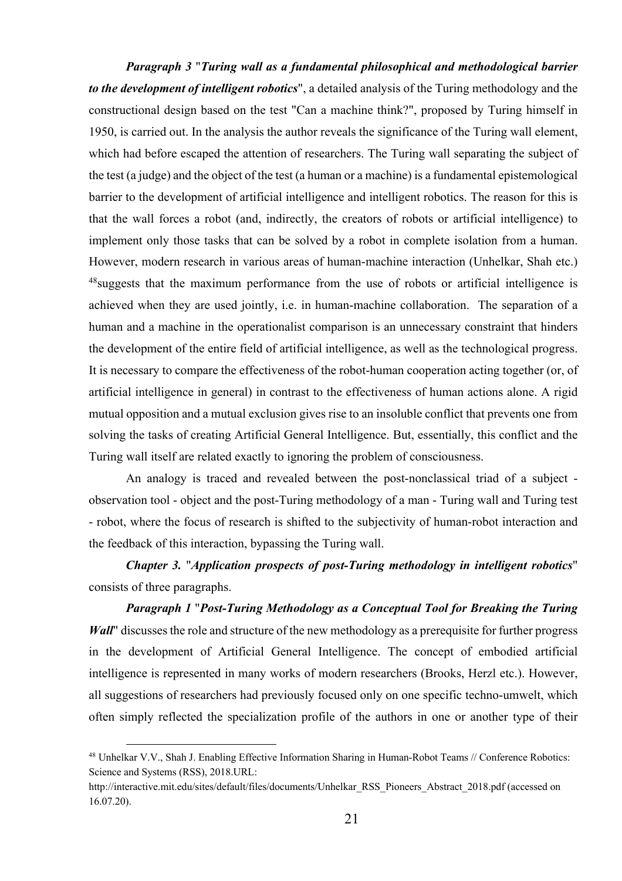***Paragraph 3*** "***Turing wall as a fundamental philosophical and methodological barrier to the development of intelligent robotics***", a detailed analysis of the Turing methodology and the constructional design based on the test "Can a machine think?", proposed by Turing himself in 1950, is carried out. In the analysis the author reveals the significance of the Turing wall element, which had before escaped the attention of researchers. The Turing wall separating the subject of the test (a judge) and the object of the test (a human or a machine) is a fundamental epistemological barrier to the development of artificial intelligence and intelligent robotics. The reason for this is that the wall forces a robot (and, indirectly, the creators of robots or artificial intelligence) to implement only those tasks that can be solved by a robot in complete isolation from a human. However, modern research in various areas of human-machine interaction (Unhelkar, Shah etc.) [48]suggests that the maximum performance from the use of robots or artificial intelligence is achieved when they are used jointly, i.e. in human-machine collaboration. The separation of a human and a machine in the operationalist comparison is an unnecessary constraint that hinders the development of the entire field of artificial intelligence, as well as the technological progress. It is necessary to compare the effectiveness of the robot-human cooperation acting together (or, of artificial intelligence in general) in contrast to the effectiveness of human actions alone. A rigid mutual opposition and a mutual exclusion gives rise to an insoluble conflict that prevents one from solving the tasks of creating Artificial General Intelligence. But, essentially, this conflict and the Turing wall itself are related exactly to ignoring the problem of consciousness.

An analogy is traced and revealed between the post-nonclassical triad of a subject - observation tool - object and the post-Turing methodology of a man - Turing wall and Turing test - robot, where the focus of research is shifted to the subjectivity of human-robot interaction and the feedback of this interaction, bypassing the Turing wall.

***Chapter 3.*** "***Application prospects of post-Turing methodology in intelligent robotics***" consists of three paragraphs.

***Paragraph 1*** "***Post-Turing Methodology as a Conceptual Tool for Breaking the Turing Wall***" discusses the role and structure of the new methodology as a prerequisite for further progress in the development of Artificial General Intelligence. The concept of embodied artificial intelligence is represented in many works of modern researchers (Brooks, Herzl etc.). However, all suggestions of researchers had previously focused only on one specific techno-umwelt, which often simply reflected the specialization profile of the authors in one or another type of their

---

[48] Unhelkar V.V., Shah J. Enabling Effective Information Sharing in Human-Robot Teams // Conference Robotics: Science and Systems (RSS), 2018.URL: http://interactive.mit.edu/sites/default/files/documents/Unhelkar_RSS_Pioneers_Abstract_2018.pdf (accessed on 16.07.20).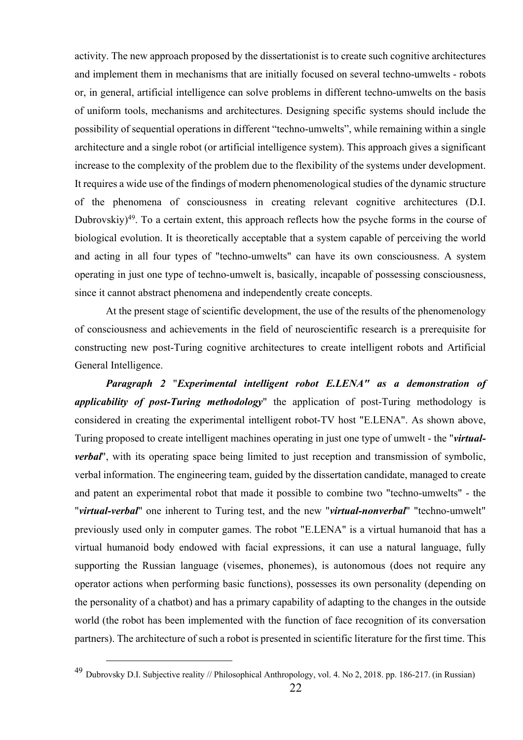activity. The new approach proposed by the dissertationist is to create such cognitive architectures and implement them in mechanisms that are initially focused on several techno-umwelts - robots or, in general, artificial intelligence can solve problems in different techno-umwelts on the basis of uniform tools, mechanisms and architectures. Designing specific systems should include the possibility of sequential operations in different "techno-umwelts", while remaining within a single architecture and a single robot (or artificial intelligence system). This approach gives a significant increase to the complexity of the problem due to the flexibility of the systems under development. It requires a wide use of the findings of modern phenomenological studies of the dynamic structure of the phenomena of consciousness in creating relevant cognitive architectures (D.I. Dubrovskiy)[49]. To a certain extent, this approach reflects how the psyche forms in the course of biological evolution. It is theoretically acceptable that a system capable of perceiving the world and acting in all four types of "techno-umwelts" can have its own consciousness. A system operating in just one type of techno-umwelt is, basically, incapable of possessing consciousness, since it cannot abstract phenomena and independently create concepts.

At the present stage of scientific development, the use of the results of the phenomenology of consciousness and achievements in the field of neuroscientific research is a prerequisite for constructing new post-Turing cognitive architectures to create intelligent robots and Artificial General Intelligence.

***Paragraph 2*** "***Experimental intelligent robot E.LENA" as a demonstration of applicability of post-Turing methodology***" the application of post-Turing methodology is considered in creating the experimental intelligent robot-TV host "E.LENA". As shown above, Turing proposed to create intelligent machines operating in just one type of umwelt - the "***virtual-verbal***", with its operating space being limited to just reception and transmission of symbolic, verbal information. The engineering team, guided by the dissertation candidate, managed to create and patent an experimental robot that made it possible to combine two "techno-umwelts" - the "***virtual-verbal***" one inherent to Turing test, and the new "***virtual-nonverbal***" "techno-umwelt" previously used only in computer games. The robot "E.LENA" is a virtual humanoid that has a virtual humanoid body endowed with facial expressions, it can use a natural language, fully supporting the Russian language (visemes, phonemes), is autonomous (does not require any operator actions when performing basic functions), possesses its own personality (depending on the personality of a chatbot) and has a primary capability of adapting to the changes in the outside world (the robot has been implemented with the function of face recognition of its conversation partners). The architecture of such a robot is presented in scientific literature for the first time. This

[49] Dubrovsky D.I. Subjective reality // Philosophical Anthropology, vol. 4. No 2, 2018. pp. 186-217. (in Russian)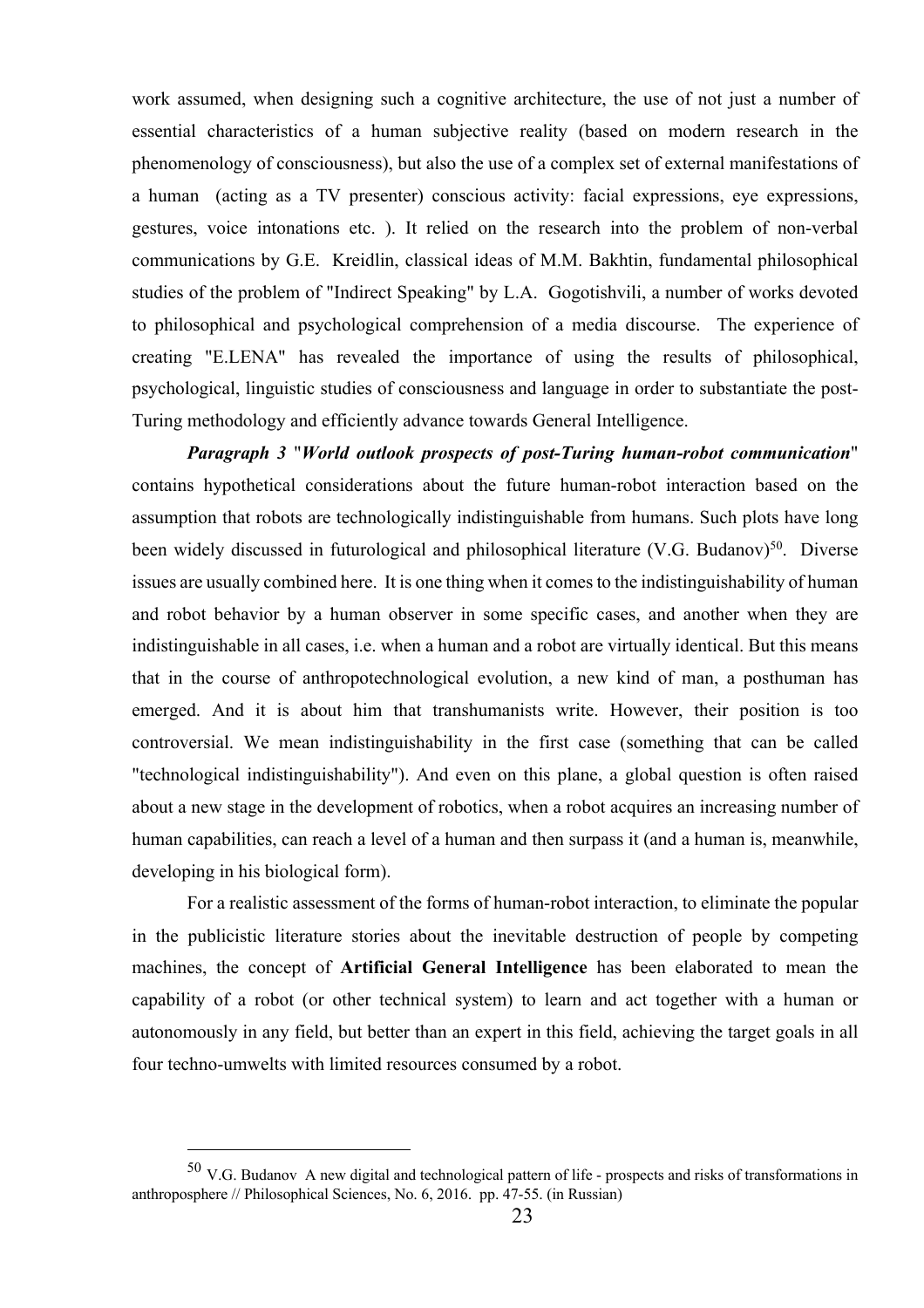work assumed, when designing such a cognitive architecture, the use of not just a number of essential characteristics of a human subjective reality (based on modern research in the phenomenology of consciousness), but also the use of a complex set of external manifestations of a human (acting as a TV presenter) conscious activity: facial expressions, eye expressions, gestures, voice intonations etc. ). It relied on the research into the problem of non-verbal communications by G.E. Kreidlin, classical ideas of M.M. Bakhtin, fundamental philosophical studies of the problem of "Indirect Speaking" by L.A. Gogotishvili, a number of works devoted to philosophical and psychological comprehension of a media discourse. The experience of creating "E.LENA" has revealed the importance of using the results of philosophical, psychological, linguistic studies of consciousness and language in order to substantiate the post-Turing methodology and efficiently advance towards General Intelligence.

***Paragraph 3*** "***World outlook prospects of post-Turing human-robot communication***" contains hypothetical considerations about the future human-robot interaction based on the assumption that robots are technologically indistinguishable from humans. Such plots have long been widely discussed in futurological and philosophical literature (V.G. Budanov)[50]. Diverse issues are usually combined here. It is one thing when it comes to the indistinguishability of human and robot behavior by a human observer in some specific cases, and another when they are indistinguishable in all cases, i.e. when a human and a robot are virtually identical. But this means that in the course of anthropotechnological evolution, a new kind of man, a posthuman has emerged. And it is about him that transhumanists write. However, their position is too controversial. We mean indistinguishability in the first case (something that can be called "technological indistinguishability"). And even on this plane, a global question is often raised about a new stage in the development of robotics, when a robot acquires an increasing number of human capabilities, can reach a level of a human and then surpass it (and a human is, meanwhile, developing in his biological form).

For a realistic assessment of the forms of human-robot interaction, to eliminate the popular in the publicistic literature stories about the inevitable destruction of people by competing machines, the concept of **Artificial General Intelligence** has been elaborated to mean the capability of a robot (or other technical system) to learn and act together with a human or autonomously in any field, but better than an expert in this field, achieving the target goals in all four techno-umwelts with limited resources consumed by a robot.

---

[50] V.G. Budanov A new digital and technological pattern of life - prospects and risks of transformations in anthroposphere // Philosophical Sciences, No. 6, 2016. pp. 47-55. (in Russian)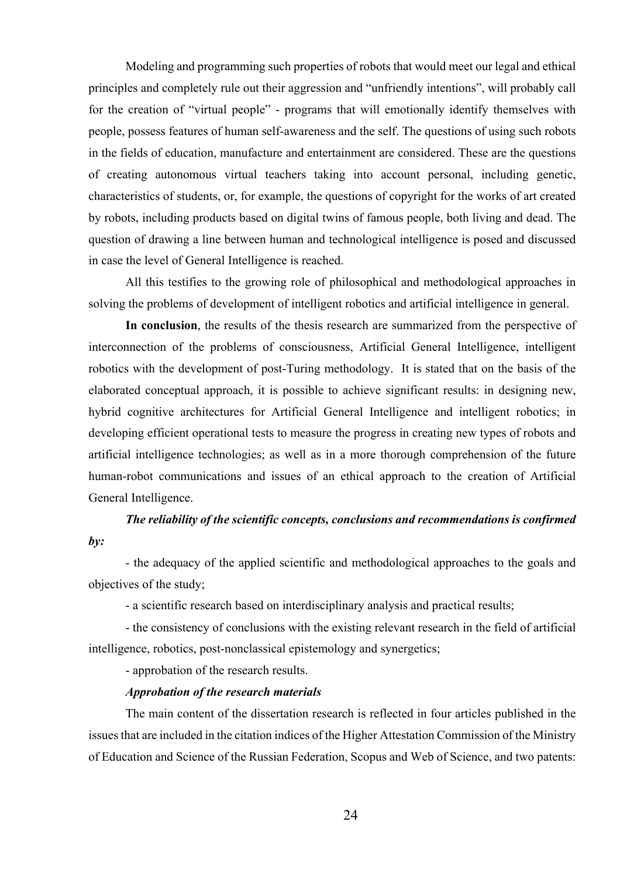Modeling and programming such properties of robots that would meet our legal and ethical principles and completely rule out their aggression and "unfriendly intentions", will probably call for the creation of "virtual people" - programs that will emotionally identify themselves with people, possess features of human self-awareness and the self. The questions of using such robots in the fields of education, manufacture and entertainment are considered. These are the questions of creating autonomous virtual teachers taking into account personal, including genetic, characteristics of students, or, for example, the questions of copyright for the works of art created by robots, including products based on digital twins of famous people, both living and dead. The question of drawing a line between human and technological intelligence is posed and discussed in case the level of General Intelligence is reached.

All this testifies to the growing role of philosophical and methodological approaches in solving the problems of development of intelligent robotics and artificial intelligence in general.

**In conclusion**, the results of the thesis research are summarized from the perspective of interconnection of the problems of consciousness, Artificial General Intelligence, intelligent robotics with the development of post-Turing methodology. It is stated that on the basis of the elaborated conceptual approach, it is possible to achieve significant results: in designing new, hybrid cognitive architectures for Artificial General Intelligence and intelligent robotics; in developing efficient operational tests to measure the progress in creating new types of robots and artificial intelligence technologies; as well as in a more thorough comprehension of the future human-robot communications and issues of an ethical approach to the creation of Artificial General Intelligence.

***The reliability of the scientific concepts, conclusions and recommendations is confirmed by:***

- the adequacy of the applied scientific and methodological approaches to the goals and objectives of the study;
- a scientific research based on interdisciplinary analysis and practical results;
- the consistency of conclusions with the existing relevant research in the field of artificial intelligence, robotics, post-nonclassical epistemology and synergetics;
- approbation of the research results.

***Approbation of the research materials***

The main content of the dissertation research is reflected in four articles published in the issues that are included in the citation indices of the Higher Attestation Commission of the Ministry of Education and Science of the Russian Federation, Scopus and Web of Science, and two patents: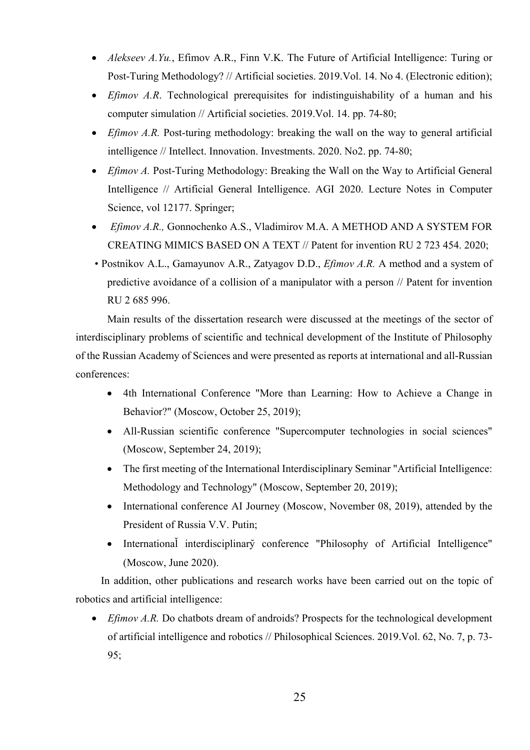- *Alekseev A.Yu.*, Efimov A.R., Finn V.K. The Future of Artificial Intelligence: Turing or Post-Turing Methodology? // Artificial societies. 2019.Vol. 14. No 4. (Electronic edition);
- *Efimov A.R*. Technological prerequisites for indistinguishability of a human and his computer simulation // Artificial societies. 2019.Vol. 14. pp. 74-80;
- *Efimov A.R.* Post-turing methodology: breaking the wall on the way to general artificial intelligence // Intellect. Innovation. Investments. 2020. No2. pp. 74-80;
- *Efimov A.* Post-Turing Methodology: Breaking the Wall on the Way to Artificial General Intelligence // Artificial General Intelligence. AGI 2020. Lecture Notes in Computer Science, vol 12177. Springer;
- *Efimov A.R.,* Gonnochenko A.S., Vladimirov M.A. A METHOD AND A SYSTEM FOR CREATING MIMICS BASED ON A TEXT // Patent for invention RU 2 723 454. 2020;
- Postnikov A.L., Gamayunov A.R., Zatyagov D.D., *Efimov A.R.* A method and a system of predictive avoidance of a collision of a manipulator with a person // Patent for invention RU 2 685 996.

Main results of the dissertation research were discussed at the meetings of the sector of interdisciplinary problems of scientific and technical development of the Institute of Philosophy of the Russian Academy of Sciences and were presented as reports at international and all-Russian conferences:

- 4th International Conference "More than Learning: How to Achieve a Change in Behavior?" (Moscow, October 25, 2019);
- All-Russian scientific conference "Supercomputer technologies in social sciences" (Moscow, September 24, 2019);
- The first meeting of the International Interdisciplinary Seminar "Artificial Intelligence: Methodology and Technology" (Moscow, September 20, 2019);
- International conference AI Journey (Moscow, November 08, 2019), attended by the President of Russia V.V. Putin;
- Internationaľ interdisciplinarў conference "Philosophy of Artificial Intelligence" (Moscow, June 2020).

In addition, other publications and research works have been carried out on the topic of robotics and artificial intelligence:

- *Efimov A.R.* Do chatbots dream of androids? Prospects for the technological development of artificial intelligence and robotics // Philosophical Sciences. 2019.Vol. 62, No. 7, p. 73-95;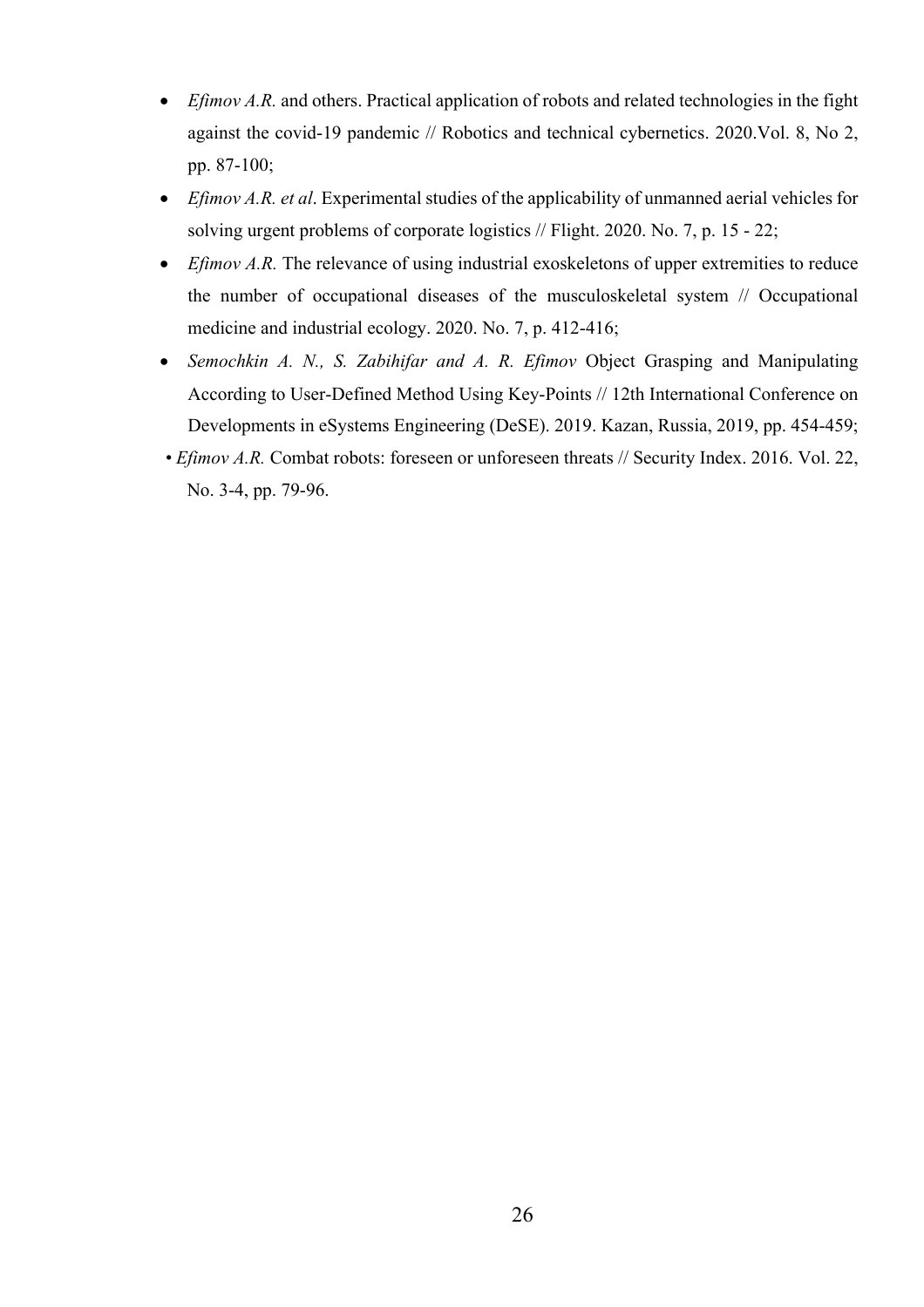- *Efimov A.R.* and others. Practical application of robots and related technologies in the fight against the covid-19 pandemic // Robotics and technical cybernetics. 2020.Vol. 8, No 2, pp. 87-100;
- *Efimov A.R. et al*. Experimental studies of the applicability of unmanned aerial vehicles for solving urgent problems of corporate logistics // Flight. 2020. No. 7, p. 15 - 22;
- *Efimov A.R.* The relevance of using industrial exoskeletons of upper extremities to reduce the number of occupational diseases of the musculoskeletal system // Occupational medicine and industrial ecology. 2020. No. 7, p. 412-416;
- *Semochkin A. N., S. Zabihifar and A. R. Efimov* Object Grasping and Manipulating According to User-Defined Method Using Key-Points // 12th International Conference on Developments in eSystems Engineering (DeSE). 2019. Kazan, Russia, 2019, pp. 454-459;
- *Efimov A.R.* Combat robots: foreseen or unforeseen threats // Security Index. 2016. Vol. 22, No. 3-4, pp. 79-96.